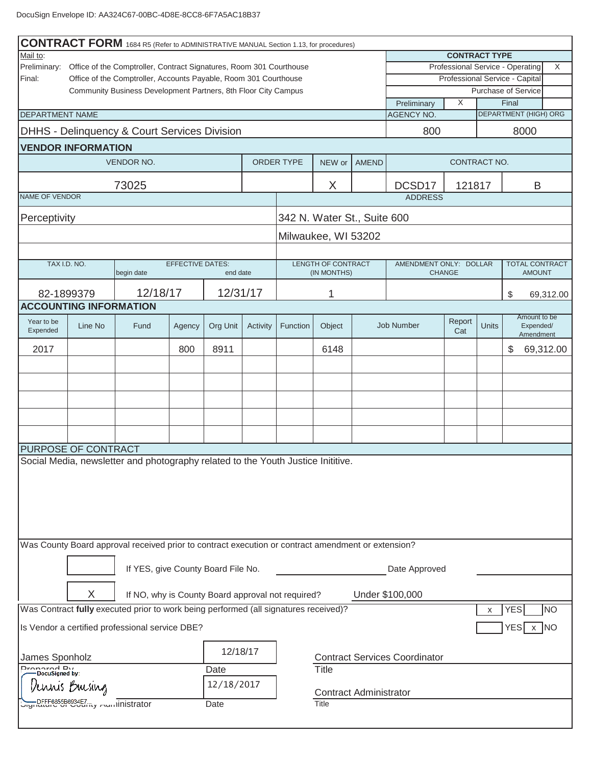DocuSign Envelope ID: AA324C67-00BC-4D8E-8CC8-6F7A5AC18B37

# CONTRACT FORM 1684 R5 (Refer to ADMINISTRATIVE MANUAL Section 1.13, for procedures)

Mail to:

Preliminary: Office of the Comptroller, Contract Signatures, Room 301 Courthouse

Final: Office of the Comptroller, Accounts Payable, Room 301 Courthouse

Community Business Development Partners, 8th Floor City Campus

| CONTRACT TYPE | |
|---|---|
| Professional Service - Operating | X |
| Professional Service - Capital | |
| Purchase of Service | |
| Preliminary: X | Final: |

| DEPARTMENT NAME | AGENCY NO. | DEPARTMENT (HIGH) ORG |
|---|---|---|
| DHHS - Delinquency & Court Services Division | 800 | 8000 |

## VENDOR INFORMATION

| VENDOR NO. | ORDER TYPE | NEW or | AMEND | CONTRACT NO. | | |
|---|---|---|---|---|---|---|
| 73025 | | X | | DCSD17 | 121817 | B |

| NAME OF VENDOR | ADDRESS |
|---|---|
| Perceptivity | 342 N. Water St., Suite 600 |
| | Milwaukee, WI 53202 |

| TAX I.D. NO. | EFFECTIVE DATES: begin date | end date | LENGTH OF CONTRACT (IN MONTHS) | AMENDMENT ONLY: DOLLAR CHANGE | TOTAL CONTRACT AMOUNT |
|---|---|---|---|---|---|
| 82-1899379 | 12/18/17 | 12/31/17 | 1 | | $ 69,312.00 |

## ACCOUNTING INFORMATION

| Year to be Expended | Line No | Fund | Agency | Org Unit | Activity | Function | Object | Job Number | Report Cat | Units | Amount to be Expended/ Amendment |
|---|---|---|---|---|---|---|---|---|---|---|---|
| 2017 | | | 800 | 8911 | | | 6148 | | | | $ 69,312.00 |

## PURPOSE OF CONTRACT

Social Media, newsletter and photography related to the Youth Justice Inititive.

Was County Board approval received prior to contract execution or contract amendment or extension?

[ ] If YES, give County Board File No. ________ Date Approved ________

[X] If NO, why is County Board approval not required? Under $100,000

Was Contract **fully** executed prior to work being performed (all signatures received)? [x] YES [ ] NO

Is Vendor a certified professional service DBE? [ ] YES [x] NO

| James Sponholz | 12/18/17 | Contract Services Coordinator |
|---|---|---|
| Prepared By | Date | Title |
| DocuSigned by: Dennis Buesing DFFF6855B6934E7... | 12/18/2017 | Contract Administrator |
| Signature of County Administrator | Date | Title |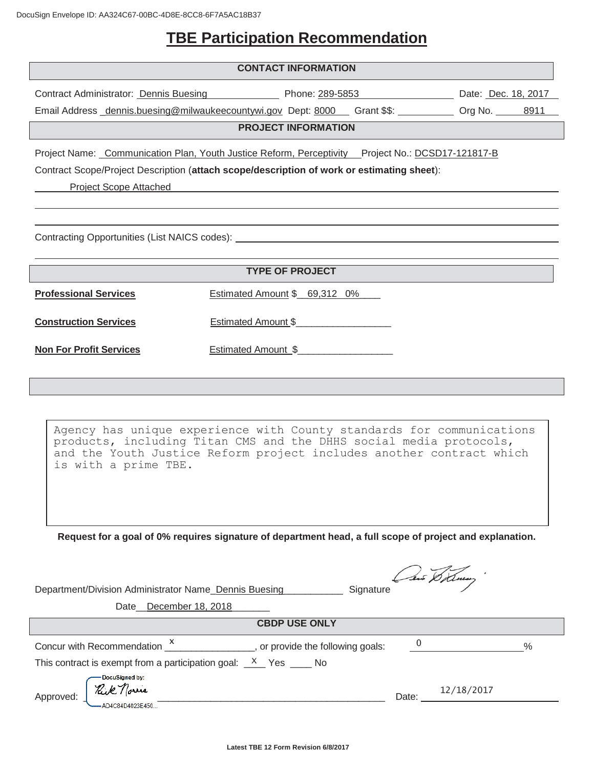DocuSign Envelope ID: AA324C67-00BC-4D8E-8CC8-6F7A5AC18B37

# TBE Participation Recommendation

## CONTACT INFORMATION

Contract Administrator: Dennis Buesing Phone: 289-5853 Date: Dec. 18, 2017

Email Address dennis.buesing@milwaukeecountywi.gov Dept: 8000 Grant $$: ______ Org No. 8911

## PROJECT INFORMATION

Project Name: Communication Plan, Youth Justice Reform, Perceptivity Project No.: DCSD17-121817-B

Contract Scope/Project Description (**attach scope/description of work or estimating sheet**):

Project Scope Attached

Contracting Opportunities (List NAICS codes): ______

## TYPE OF PROJECT

**Professional Services** Estimated Amount $ 69,312 0%

**Construction Services** Estimated Amount $______

**Non For Profit Services** Estimated Amount $______

```
Agency has unique experience with County standards for communications
products, including Titan CMS and the DHHS social media protocols,
and the Youth Justice Reform project includes another contract which
is with a prime TBE.
```

**Request for a goal of 0% requires signature of department head, a full scope of project and explanation.**

Department/Division Administrator Name Dennis Buesing Signature [signature]

Date December 18, 2018

## CBDP USE ONLY

Concur with Recommendation x, or provide the following goals: 0 %

This contract is exempt from a participation goal: X Yes ____ No

Approved: DocuSigned by: Rick Norris AD4C84D4023E450... Date: 12/18/2017

Latest TBE 12 Form Revision 6/8/2017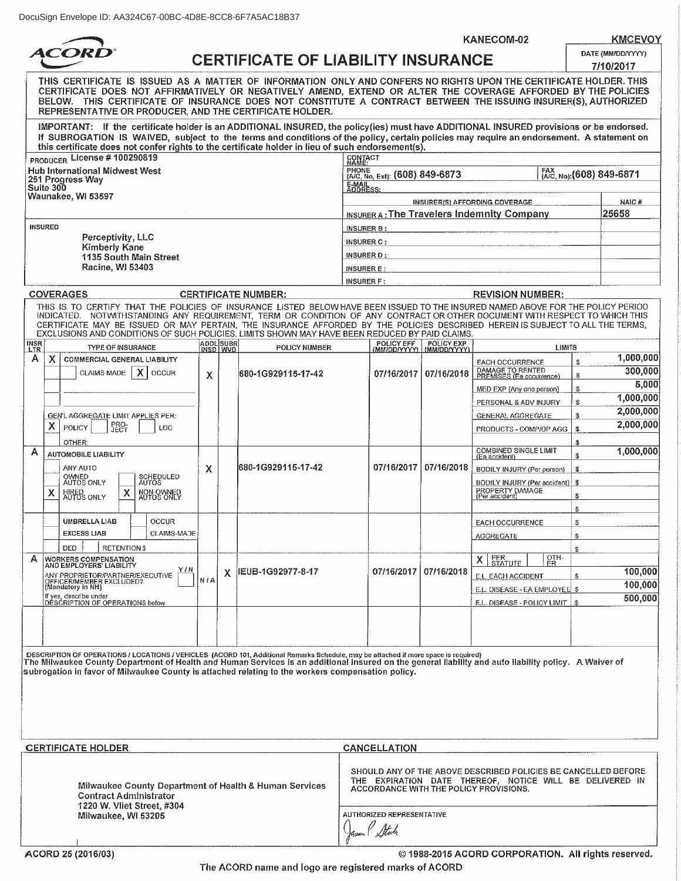DocuSign Envelope ID: AA324C67-00BC-4D8E-8CC8-6F7A5AC18B37

KANECOM-02 KMCEVOY

**ACORD**

# CERTIFICATE OF LIABILITY INSURANCE

DATE (MM/DD/YYYY): 7/10/2017

THIS CERTIFICATE IS ISSUED AS A MATTER OF INFORMATION ONLY AND CONFERS NO RIGHTS UPON THE CERTIFICATE HOLDER. THIS CERTIFICATE DOES NOT AFFIRMATIVELY OR NEGATIVELY AMEND, EXTEND OR ALTER THE COVERAGE AFFORDED BY THE POLICIES BELOW. THIS CERTIFICATE OF INSURANCE DOES NOT CONSTITUTE A CONTRACT BETWEEN THE ISSUING INSURER(S), AUTHORIZED REPRESENTATIVE OR PRODUCER, AND THE CERTIFICATE HOLDER.

IMPORTANT: If the certificate holder is an ADDITIONAL INSURED, the policy(ies) must have ADDITIONAL INSURED provisions or be endorsed. If SUBROGATION IS WAIVED, subject to the terms and conditions of the policy, certain policies may require an endorsement. A statement on this certificate does not confer rights to the certificate holder in lieu of such endorsement(s).

| PRODUCER License # 100290819 | CONTACT NAME: | |
|---|---|---|
| Hub International Midwest West<br>251 Progress Way<br>Suite 300<br>Waunakee, WI 53597 | PHONE (A/C, No, Ext): (608) 849-6873 | FAX (A/C, No): (608) 849-6871 |
| | E-MAIL ADDRESS: | |
| | INSURER(S) AFFORDING COVERAGE | NAIC # |
| | INSURER A: The Travelers Indemnity Company | 25658 |
| INSURED<br>Perceptivity, LLC<br>Kimberly Kane<br>1135 South Main Street<br>Racine, WI 53403 | INSURER B: | |
| | INSURER C: | |
| | INSURER D: | |
| | INSURER E: | |
| | INSURER F: | |

**COVERAGES** CERTIFICATE NUMBER: REVISION NUMBER:

THIS IS TO CERTIFY THAT THE POLICIES OF INSURANCE LISTED BELOW HAVE BEEN ISSUED TO THE INSURED NAMED ABOVE FOR THE POLICY PERIOD INDICATED. NOTWITHSTANDING ANY REQUIREMENT, TERM OR CONDITION OF ANY CONTRACT OR OTHER DOCUMENT WITH RESPECT TO WHICH THIS CERTIFICATE MAY BE ISSUED OR MAY PERTAIN, THE INSURANCE AFFORDED BY THE POLICIES DESCRIBED HEREIN IS SUBJECT TO ALL THE TERMS, EXCLUSIONS AND CONDITIONS OF SUCH POLICIES. LIMITS SHOWN MAY HAVE BEEN REDUCED BY PAID CLAIMS.

| INSR LTR | TYPE OF INSURANCE | ADDL INSD | SUBR WVD | POLICY NUMBER | POLICY EFF (MM/DD/YYYY) | POLICY EXP (MM/DD/YYYY) | LIMITS | |
|---|---|---|---|---|---|---|---|---|
| A | X COMMERCIAL GENERAL LIABILITY<br>CLAIMS-MADE [X] OCCUR<br>GEN'L AGGREGATE LIMIT APPLIES PER: [X] POLICY [ ] PRO-JECT [ ] LOC<br>OTHER: | X | | 680-1G929115-17-42 | 07/16/2017 | 07/16/2018 | EACH OCCURRENCE | $ 1,000,000 |
| | | | | | | | DAMAGE TO RENTED PREMISES (Ea occurrence) | $ 300,000 |
| | | | | | | | MED EXP (Any one person) | $ 5,000 |
| | | | | | | | PERSONAL & ADV INJURY | $ 1,000,000 |
| | | | | | | | GENERAL AGGREGATE | $ 2,000,000 |
| | | | | | | | PRODUCTS - COMP/OP AGG | $ 2,000,000 |
| | | | | | | | | $ |
| A | AUTOMOBILE LIABILITY<br>ANY AUTO<br>OWNED AUTOS ONLY / SCHEDULED AUTOS<br>X HIRED AUTOS ONLY / X NON-OWNED AUTOS ONLY | X | | 680-1G929115-17-42 | 07/16/2017 | 07/16/2018 | COMBINED SINGLE LIMIT (Ea accident) | $ 1,000,000 |
| | | | | | | | BODILY INJURY (Per person) | $ |
| | | | | | | | BODILY INJURY (Per accident) | $ |
| | | | | | | | PROPERTY DAMAGE (Per accident) | $ |
| | | | | | | | | $ |
| | UMBRELLA LIAB / OCCUR<br>EXCESS LIAB / CLAIMS-MADE<br>DED / RETENTION $ | | | | | | EACH OCCURRENCE | $ |
| | | | | | | | AGGREGATE | $ |
| | | | | | | | | $ |
| A | WORKERS COMPENSATION AND EMPLOYERS' LIABILITY Y/N<br>ANY PROPRIETOR/PARTNER/EXECUTIVE OFFICER/MEMBER EXCLUDED? (Mandatory in NH)<br>If yes, describe under DESCRIPTION OF OPERATIONS below | N/A | X | IEUB-1G92977-8-17 | 07/16/2017 | 07/16/2018 | X PER STATUTE / OTH-ER | |
| | | | | | | | E.L. EACH ACCIDENT | $ 100,000 |
| | | | | | | | E.L. DISEASE - EA EMPLOYEE | $ 100,000 |
| | | | | | | | E.L. DISEASE - POLICY LIMIT | $ 500,000 |

DESCRIPTION OF OPERATIONS / LOCATIONS / VEHICLES (ACORD 101, Additional Remarks Schedule, may be attached if more space is required)
The Milwaukee County Department of Health and Human Services is an additional insured on the general liability and auto liability policy. A Waiver of subrogation in favor of Milwaukee County is attached relating to the workers compensation policy.

| CERTIFICATE HOLDER | CANCELLATION |
|---|---|
| Milwaukee County Department of Health & Human Services<br>Contract Administrator<br>1220 W. Vliet Street, #304<br>Milwaukee, WI 53205 | SHOULD ANY OF THE ABOVE DESCRIBED POLICIES BE CANCELLED BEFORE THE EXPIRATION DATE THEREOF, NOTICE WILL BE DELIVERED IN ACCORDANCE WITH THE POLICY PROVISIONS.<br><br>AUTHORIZED REPRESENTATIVE<br>(signature) |

ACORD 25 (2016/03) © 1988-2015 ACORD CORPORATION. All rights reserved.

The ACORD name and logo are registered marks of ACORD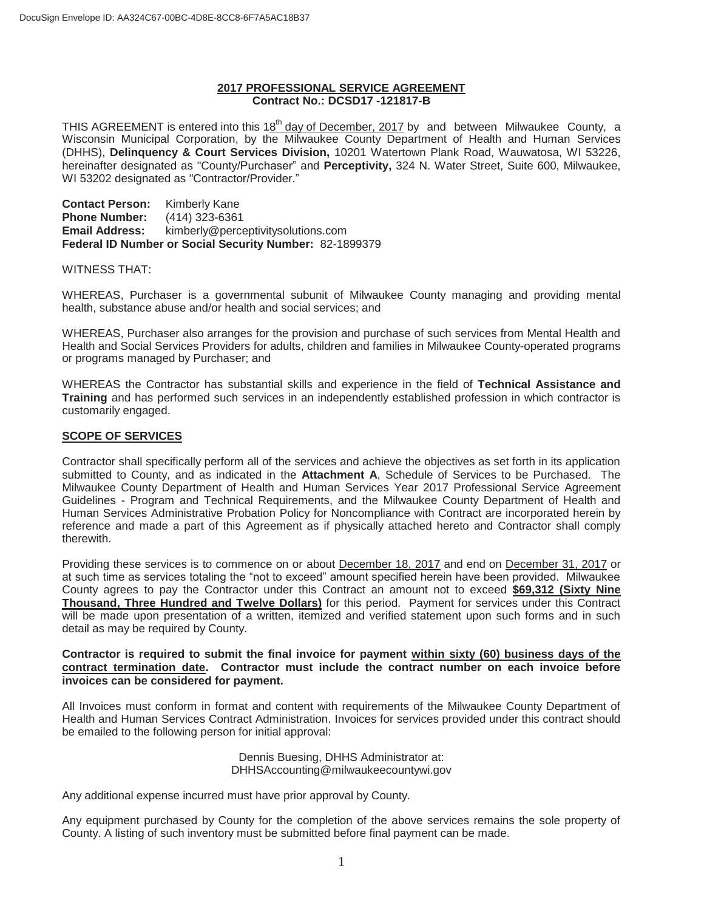DocuSign Envelope ID: AA324C67-00BC-4D8E-8CC8-6F7A5AC18B37

**2017 PROFESSIONAL SERVICE AGREEMENT**
**Contract No.: DCSD17 -121817-B**

THIS AGREEMENT is entered into this 18th day of December, 2017 by and between Milwaukee County, a Wisconsin Municipal Corporation, by the Milwaukee County Department of Health and Human Services (DHHS), **Delinquency & Court Services Division,** 10201 Watertown Plank Road, Wauwatosa, WI 53226, hereinafter designated as "County/Purchaser" and **Perceptivity,** 324 N. Water Street, Suite 600, Milwaukee, WI 53202 designated as "Contractor/Provider."

**Contact Person:** Kimberly Kane
**Phone Number:** (414) 323-6361
**Email Address:** kimberly@perceptivitysolutions.com
**Federal ID Number or Social Security Number:** 82-1899379

WITNESS THAT:

WHEREAS, Purchaser is a governmental subunit of Milwaukee County managing and providing mental health, substance abuse and/or health and social services; and

WHEREAS, Purchaser also arranges for the provision and purchase of such services from Mental Health and Health and Social Services Providers for adults, children and families in Milwaukee County-operated programs or programs managed by Purchaser; and

WHEREAS the Contractor has substantial skills and experience in the field of **Technical Assistance and Training** and has performed such services in an independently established profession in which contractor is customarily engaged.

**SCOPE OF SERVICES**

Contractor shall specifically perform all of the services and achieve the objectives as set forth in its application submitted to County, and as indicated in the **Attachment A**, Schedule of Services to be Purchased. The Milwaukee County Department of Health and Human Services Year 2017 Professional Service Agreement Guidelines - Program and Technical Requirements, and the Milwaukee County Department of Health and Human Services Administrative Probation Policy for Noncompliance with Contract are incorporated herein by reference and made a part of this Agreement as if physically attached hereto and Contractor shall comply therewith.

Providing these services is to commence on or about December 18, 2017 and end on December 31, 2017 or at such time as services totaling the "not to exceed" amount specified herein have been provided. Milwaukee County agrees to pay the Contractor under this Contract an amount not to exceed **$69,312 (Sixty Nine Thousand, Three Hundred and Twelve Dollars)** for this period. Payment for services under this Contract will be made upon presentation of a written, itemized and verified statement upon such forms and in such detail as may be required by County.

**Contractor is required to submit the final invoice for payment within sixty (60) business days of the contract termination date. Contractor must include the contract number on each invoice before invoices can be considered for payment.**

All Invoices must conform in format and content with requirements of the Milwaukee County Department of Health and Human Services Contract Administration. Invoices for services provided under this contract should be emailed to the following person for initial approval:

Dennis Buesing, DHHS Administrator at:
DHHSAccounting@milwaukeecountywi.gov

Any additional expense incurred must have prior approval by County.

Any equipment purchased by County for the completion of the above services remains the sole property of County. A listing of such inventory must be submitted before final payment can be made.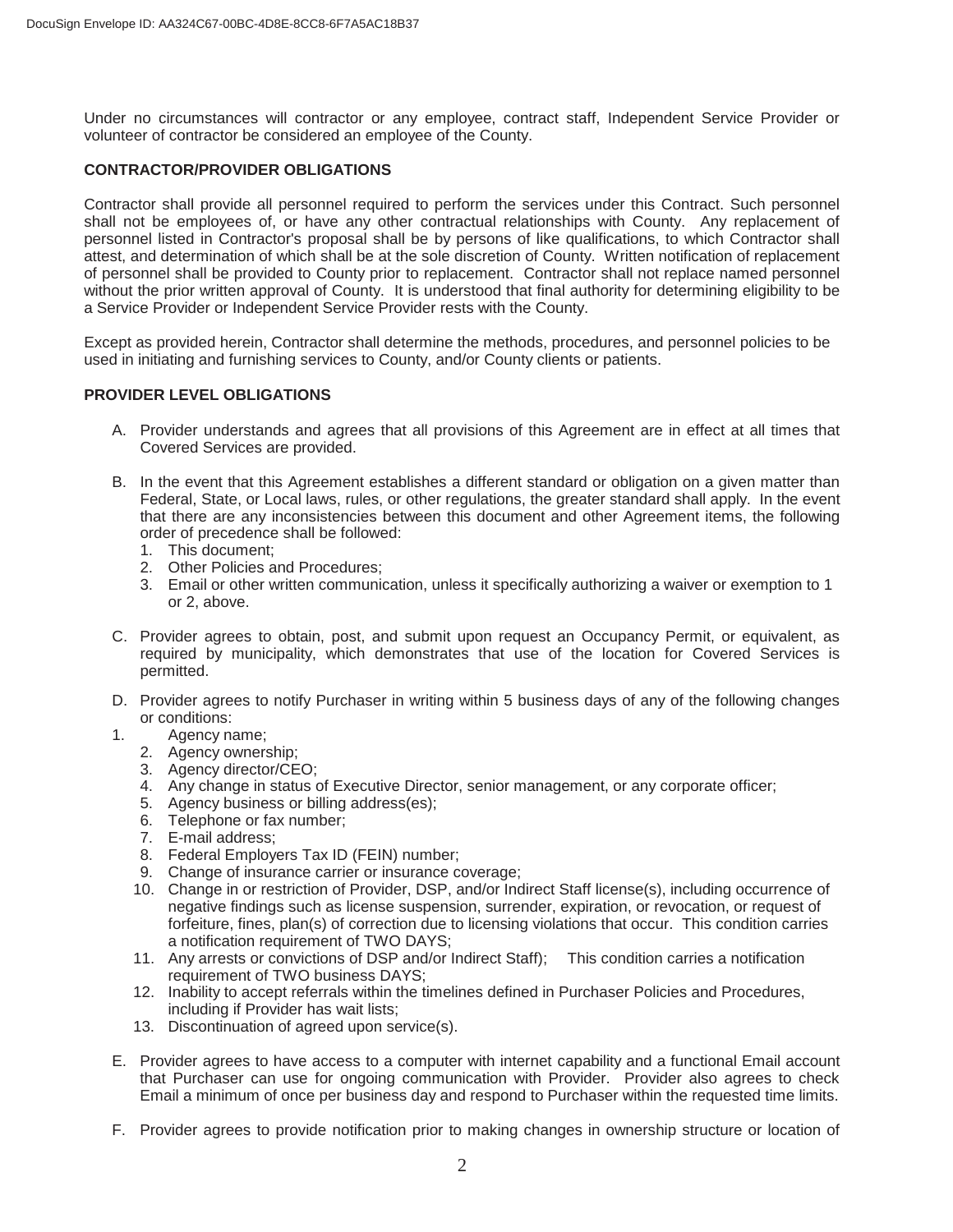Under no circumstances will contractor or any employee, contract staff, Independent Service Provider or volunteer of contractor be considered an employee of the County.

**CONTRACTOR/PROVIDER OBLIGATIONS**

Contractor shall provide all personnel required to perform the services under this Contract. Such personnel shall not be employees of, or have any other contractual relationships with County. Any replacement of personnel listed in Contractor's proposal shall be by persons of like qualifications, to which Contractor shall attest, and determination of which shall be at the sole discretion of County. Written notification of replacement of personnel shall be provided to County prior to replacement. Contractor shall not replace named personnel without the prior written approval of County. It is understood that final authority for determining eligibility to be a Service Provider or Independent Service Provider rests with the County.

Except as provided herein, Contractor shall determine the methods, procedures, and personnel policies to be used in initiating and furnishing services to County, and/or County clients or patients.

**PROVIDER LEVEL OBLIGATIONS**

A. Provider understands and agrees that all provisions of this Agreement are in effect at all times that Covered Services are provided.

B. In the event that this Agreement establishes a different standard or obligation on a given matter than Federal, State, or Local laws, rules, or other regulations, the greater standard shall apply. In the event that there are any inconsistencies between this document and other Agreement items, the following order of precedence shall be followed:
   1. This document;
   2. Other Policies and Procedures;
   3. Email or other written communication, unless it specifically authorizing a waiver or exemption to 1 or 2, above.

C. Provider agrees to obtain, post, and submit upon request an Occupancy Permit, or equivalent, as required by municipality, which demonstrates that use of the location for Covered Services is permitted.

D. Provider agrees to notify Purchaser in writing within 5 business days of any of the following changes or conditions:
   1. Agency name;
   2. Agency ownership;
   3. Agency director/CEO;
   4. Any change in status of Executive Director, senior management, or any corporate officer;
   5. Agency business or billing address(es);
   6. Telephone or fax number;
   7. E-mail address;
   8. Federal Employers Tax ID (FEIN) number;
   9. Change of insurance carrier or insurance coverage;
   10. Change in or restriction of Provider, DSP, and/or Indirect Staff license(s), including occurrence of negative findings such as license suspension, surrender, expiration, or revocation, or request of forfeiture, fines, plan(s) of correction due to licensing violations that occur. This condition carries a notification requirement of TWO DAYS;
   11. Any arrests or convictions of DSP and/or Indirect Staff); This condition carries a notification requirement of TWO business DAYS;
   12. Inability to accept referrals within the timelines defined in Purchaser Policies and Procedures, including if Provider has wait lists;
   13. Discontinuation of agreed upon service(s).

E. Provider agrees to have access to a computer with internet capability and a functional Email account that Purchaser can use for ongoing communication with Provider. Provider also agrees to check Email a minimum of once per business day and respond to Purchaser within the requested time limits.

F. Provider agrees to provide notification prior to making changes in ownership structure or location of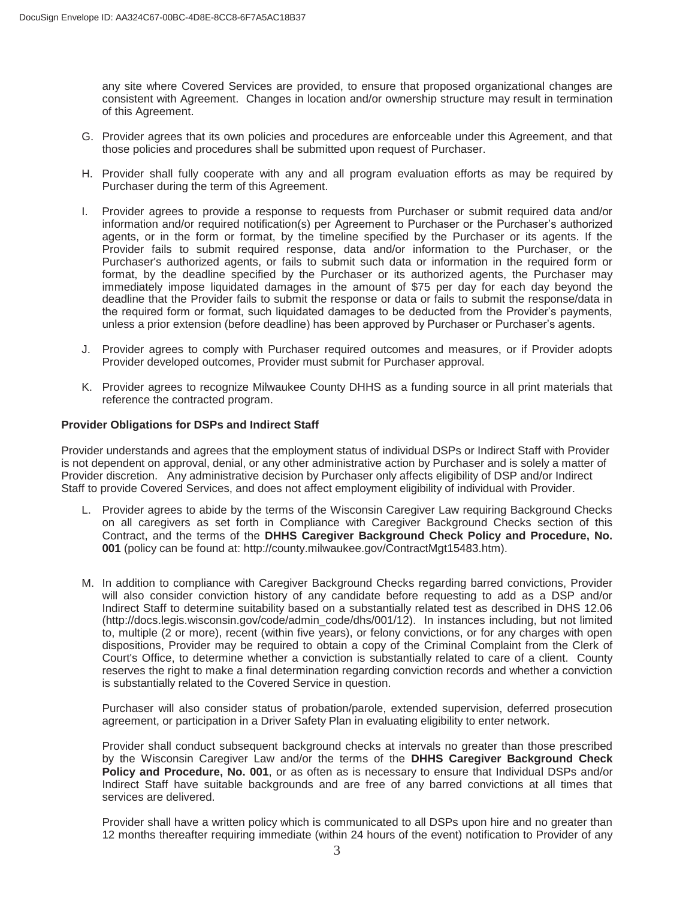any site where Covered Services are provided, to ensure that proposed organizational changes are consistent with Agreement. Changes in location and/or ownership structure may result in termination of this Agreement.

G. Provider agrees that its own policies and procedures are enforceable under this Agreement, and that those policies and procedures shall be submitted upon request of Purchaser.

H. Provider shall fully cooperate with any and all program evaluation efforts as may be required by Purchaser during the term of this Agreement.

I. Provider agrees to provide a response to requests from Purchaser or submit required data and/or information and/or required notification(s) per Agreement to Purchaser or the Purchaser's authorized agents, or in the form or format, by the timeline specified by the Purchaser or its agents. If the Provider fails to submit required response, data and/or information to the Purchaser, or the Purchaser's authorized agents, or fails to submit such data or information in the required form or format, by the deadline specified by the Purchaser or its authorized agents, the Purchaser may immediately impose liquidated damages in the amount of $75 per day for each day beyond the deadline that the Provider fails to submit the response or data or fails to submit the response/data in the required form or format, such liquidated damages to be deducted from the Provider's payments, unless a prior extension (before deadline) has been approved by Purchaser or Purchaser's agents.

J. Provider agrees to comply with Purchaser required outcomes and measures, or if Provider adopts Provider developed outcomes, Provider must submit for Purchaser approval.

K. Provider agrees to recognize Milwaukee County DHHS as a funding source in all print materials that reference the contracted program.

**Provider Obligations for DSPs and Indirect Staff**

Provider understands and agrees that the employment status of individual DSPs or Indirect Staff with Provider is not dependent on approval, denial, or any other administrative action by Purchaser and is solely a matter of Provider discretion. Any administrative decision by Purchaser only affects eligibility of DSP and/or Indirect Staff to provide Covered Services, and does not affect employment eligibility of individual with Provider.

L. Provider agrees to abide by the terms of the Wisconsin Caregiver Law requiring Background Checks on all caregivers as set forth in Compliance with Caregiver Background Checks section of this Contract, and the terms of the **DHHS Caregiver Background Check Policy and Procedure, No. 001** (policy can be found at: http://county.milwaukee.gov/ContractMgt15483.htm).

M. In addition to compliance with Caregiver Background Checks regarding barred convictions, Provider will also consider conviction history of any candidate before requesting to add as a DSP and/or Indirect Staff to determine suitability based on a substantially related test as described in DHS 12.06 (http://docs.legis.wisconsin.gov/code/admin_code/dhs/001/12). In instances including, but not limited to, multiple (2 or more), recent (within five years), or felony convictions, or for any charges with open dispositions, Provider may be required to obtain a copy of the Criminal Complaint from the Clerk of Court's Office, to determine whether a conviction is substantially related to care of a client. County reserves the right to make a final determination regarding conviction records and whether a conviction is substantially related to the Covered Service in question.

   Purchaser will also consider status of probation/parole, extended supervision, deferred prosecution agreement, or participation in a Driver Safety Plan in evaluating eligibility to enter network.

   Provider shall conduct subsequent background checks at intervals no greater than those prescribed by the Wisconsin Caregiver Law and/or the terms of the **DHHS Caregiver Background Check Policy and Procedure, No. 001**, or as often as is necessary to ensure that Individual DSPs and/or Indirect Staff have suitable backgrounds and are free of any barred convictions at all times that services are delivered.

   Provider shall have a written policy which is communicated to all DSPs upon hire and no greater than 12 months thereafter requiring immediate (within 24 hours of the event) notification to Provider of any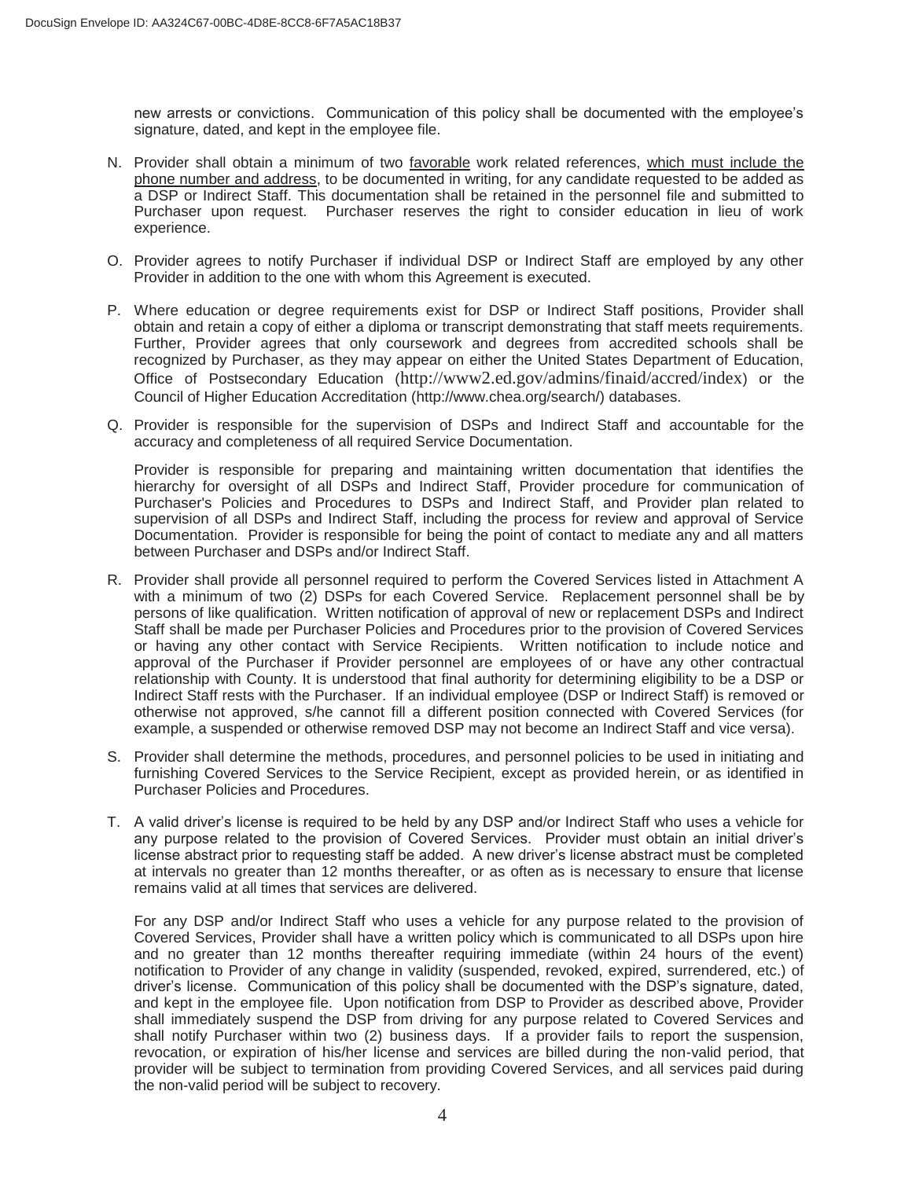new arrests or convictions. Communication of this policy shall be documented with the employee's signature, dated, and kept in the employee file.

N. Provider shall obtain a minimum of two <u>favorable</u> work related references, <u>which must include the phone number and address</u>, to be documented in writing, for any candidate requested to be added as a DSP or Indirect Staff. This documentation shall be retained in the personnel file and submitted to Purchaser upon request. Purchaser reserves the right to consider education in lieu of work experience.

O. Provider agrees to notify Purchaser if individual DSP or Indirect Staff are employed by any other Provider in addition to the one with whom this Agreement is executed.

P. Where education or degree requirements exist for DSP or Indirect Staff positions, Provider shall obtain and retain a copy of either a diploma or transcript demonstrating that staff meets requirements. Further, Provider agrees that only coursework and degrees from accredited schools shall be recognized by Purchaser, as they may appear on either the United States Department of Education, Office of Postsecondary Education (http://www2.ed.gov/admins/finaid/accred/index) or the Council of Higher Education Accreditation (http://www.chea.org/search/) databases.

Q. Provider is responsible for the supervision of DSPs and Indirect Staff and accountable for the accuracy and completeness of all required Service Documentation.

   Provider is responsible for preparing and maintaining written documentation that identifies the hierarchy for oversight of all DSPs and Indirect Staff, Provider procedure for communication of Purchaser's Policies and Procedures to DSPs and Indirect Staff, and Provider plan related to supervision of all DSPs and Indirect Staff, including the process for review and approval of Service Documentation. Provider is responsible for being the point of contact to mediate any and all matters between Purchaser and DSPs and/or Indirect Staff.

R. Provider shall provide all personnel required to perform the Covered Services listed in Attachment A with a minimum of two (2) DSPs for each Covered Service. Replacement personnel shall be by persons of like qualification. Written notification of approval of new or replacement DSPs and Indirect Staff shall be made per Purchaser Policies and Procedures prior to the provision of Covered Services or having any other contact with Service Recipients. Written notification to include notice and approval of the Purchaser if Provider personnel are employees of or have any other contractual relationship with County. It is understood that final authority for determining eligibility to be a DSP or Indirect Staff rests with the Purchaser. If an individual employee (DSP or Indirect Staff) is removed or otherwise not approved, s/he cannot fill a different position connected with Covered Services (for example, a suspended or otherwise removed DSP may not become an Indirect Staff and vice versa).

S. Provider shall determine the methods, procedures, and personnel policies to be used in initiating and furnishing Covered Services to the Service Recipient, except as provided herein, or as identified in Purchaser Policies and Procedures.

T. A valid driver's license is required to be held by any DSP and/or Indirect Staff who uses a vehicle for any purpose related to the provision of Covered Services. Provider must obtain an initial driver's license abstract prior to requesting staff be added. A new driver's license abstract must be completed at intervals no greater than 12 months thereafter, or as often as is necessary to ensure that license remains valid at all times that services are delivered.

   For any DSP and/or Indirect Staff who uses a vehicle for any purpose related to the provision of Covered Services, Provider shall have a written policy which is communicated to all DSPs upon hire and no greater than 12 months thereafter requiring immediate (within 24 hours of the event) notification to Provider of any change in validity (suspended, revoked, expired, surrendered, etc.) of driver's license. Communication of this policy shall be documented with the DSP's signature, dated, and kept in the employee file. Upon notification from DSP to Provider as described above, Provider shall immediately suspend the DSP from driving for any purpose related to Covered Services and shall notify Purchaser within two (2) business days. If a provider fails to report the suspension, revocation, or expiration of his/her license and services are billed during the non-valid period, that provider will be subject to termination from providing Covered Services, and all services paid during the non-valid period will be subject to recovery.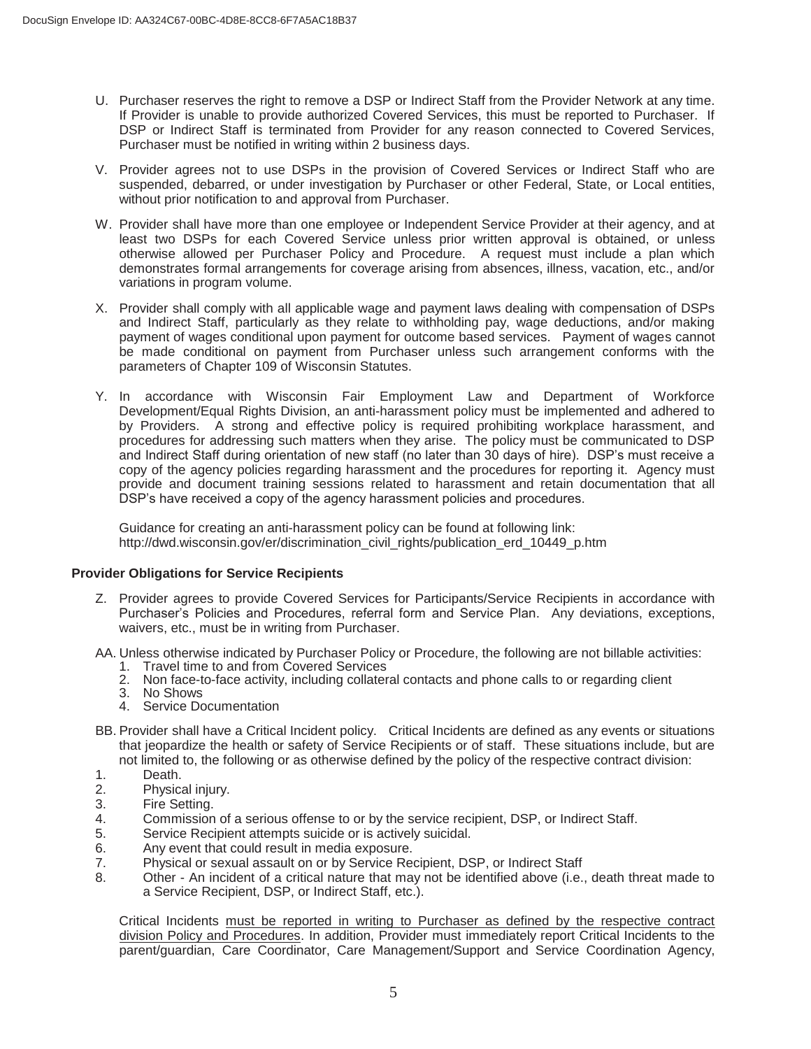U. Purchaser reserves the right to remove a DSP or Indirect Staff from the Provider Network at any time. If Provider is unable to provide authorized Covered Services, this must be reported to Purchaser. If DSP or Indirect Staff is terminated from Provider for any reason connected to Covered Services, Purchaser must be notified in writing within 2 business days.

V. Provider agrees not to use DSPs in the provision of Covered Services or Indirect Staff who are suspended, debarred, or under investigation by Purchaser or other Federal, State, or Local entities, without prior notification to and approval from Purchaser.

W. Provider shall have more than one employee or Independent Service Provider at their agency, and at least two DSPs for each Covered Service unless prior written approval is obtained, or unless otherwise allowed per Purchaser Policy and Procedure. A request must include a plan which demonstrates formal arrangements for coverage arising from absences, illness, vacation, etc., and/or variations in program volume.

X. Provider shall comply with all applicable wage and payment laws dealing with compensation of DSPs and Indirect Staff, particularly as they relate to withholding pay, wage deductions, and/or making payment of wages conditional upon payment for outcome based services. Payment of wages cannot be made conditional on payment from Purchaser unless such arrangement conforms with the parameters of Chapter 109 of Wisconsin Statutes.

Y. In accordance with Wisconsin Fair Employment Law and Department of Workforce Development/Equal Rights Division, an anti-harassment policy must be implemented and adhered to by Providers. A strong and effective policy is required prohibiting workplace harassment, and procedures for addressing such matters when they arise. The policy must be communicated to DSP and Indirect Staff during orientation of new staff (no later than 30 days of hire). DSP's must receive a copy of the agency policies regarding harassment and the procedures for reporting it. Agency must provide and document training sessions related to harassment and retain documentation that all DSP's have received a copy of the agency harassment policies and procedures.

   Guidance for creating an anti-harassment policy can be found at following link: http://dwd.wisconsin.gov/er/discrimination_civil_rights/publication_erd_10449_p.htm

**Provider Obligations for Service Recipients**

Z. Provider agrees to provide Covered Services for Participants/Service Recipients in accordance with Purchaser's Policies and Procedures, referral form and Service Plan. Any deviations, exceptions, waivers, etc., must be in writing from Purchaser.

AA. Unless otherwise indicated by Purchaser Policy or Procedure, the following are not billable activities:
   1. Travel time to and from Covered Services
   2. Non face-to-face activity, including collateral contacts and phone calls to or regarding client
   3. No Shows
   4. Service Documentation

BB. Provider shall have a Critical Incident policy. Critical Incidents are defined as any events or situations that jeopardize the health or safety of Service Recipients or of staff. These situations include, but are not limited to, the following or as otherwise defined by the policy of the respective contract division:
   1. Death.
   2. Physical injury.
   3. Fire Setting.
   4. Commission of a serious offense to or by the service recipient, DSP, or Indirect Staff.
   5. Service Recipient attempts suicide or is actively suicidal.
   6. Any event that could result in media exposure.
   7. Physical or sexual assault on or by Service Recipient, DSP, or Indirect Staff
   8. Other - An incident of a critical nature that may not be identified above (i.e., death threat made to a Service Recipient, DSP, or Indirect Staff, etc.).

   Critical Incidents must be reported in writing to Purchaser as defined by the respective contract division Policy and Procedures. In addition, Provider must immediately report Critical Incidents to the parent/guardian, Care Coordinator, Care Management/Support and Service Coordination Agency,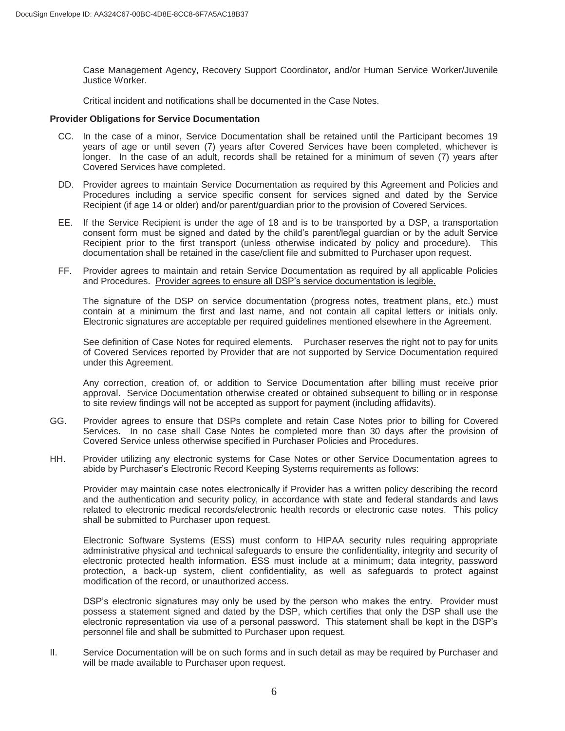Case Management Agency, Recovery Support Coordinator, and/or Human Service Worker/Juvenile Justice Worker.

Critical incident and notifications shall be documented in the Case Notes.

**Provider Obligations for Service Documentation**

CC. In the case of a minor, Service Documentation shall be retained until the Participant becomes 19 years of age or until seven (7) years after Covered Services have been completed, whichever is longer. In the case of an adult, records shall be retained for a minimum of seven (7) years after Covered Services have completed.

DD. Provider agrees to maintain Service Documentation as required by this Agreement and Policies and Procedures including a service specific consent for services signed and dated by the Service Recipient (if age 14 or older) and/or parent/guardian prior to the provision of Covered Services.

EE. If the Service Recipient is under the age of 18 and is to be transported by a DSP, a transportation consent form must be signed and dated by the child's parent/legal guardian or by the adult Service Recipient prior to the first transport (unless otherwise indicated by policy and procedure). This documentation shall be retained in the case/client file and submitted to Purchaser upon request.

FF. Provider agrees to maintain and retain Service Documentation as required by all applicable Policies and Procedures. <u>Provider agrees to ensure all DSP's service documentation is legible.</u>

The signature of the DSP on service documentation (progress notes, treatment plans, etc.) must contain at a minimum the first and last name, and not contain all capital letters or initials only. Electronic signatures are acceptable per required guidelines mentioned elsewhere in the Agreement.

See definition of Case Notes for required elements. Purchaser reserves the right not to pay for units of Covered Services reported by Provider that are not supported by Service Documentation required under this Agreement.

Any correction, creation of, or addition to Service Documentation after billing must receive prior approval. Service Documentation otherwise created or obtained subsequent to billing or in response to site review findings will not be accepted as support for payment (including affidavits).

GG. Provider agrees to ensure that DSPs complete and retain Case Notes prior to billing for Covered Services. In no case shall Case Notes be completed more than 30 days after the provision of Covered Service unless otherwise specified in Purchaser Policies and Procedures.

HH. Provider utilizing any electronic systems for Case Notes or other Service Documentation agrees to abide by Purchaser's Electronic Record Keeping Systems requirements as follows:

Provider may maintain case notes electronically if Provider has a written policy describing the record and the authentication and security policy, in accordance with state and federal standards and laws related to electronic medical records/electronic health records or electronic case notes. This policy shall be submitted to Purchaser upon request.

Electronic Software Systems (ESS) must conform to HIPAA security rules requiring appropriate administrative physical and technical safeguards to ensure the confidentiality, integrity and security of electronic protected health information. ESS must include at a minimum; data integrity, password protection, a back-up system, client confidentiality, as well as safeguards to protect against modification of the record, or unauthorized access.

DSP's electronic signatures may only be used by the person who makes the entry. Provider must possess a statement signed and dated by the DSP, which certifies that only the DSP shall use the electronic representation via use of a personal password. This statement shall be kept in the DSP's personnel file and shall be submitted to Purchaser upon request.

II. Service Documentation will be on such forms and in such detail as may be required by Purchaser and will be made available to Purchaser upon request.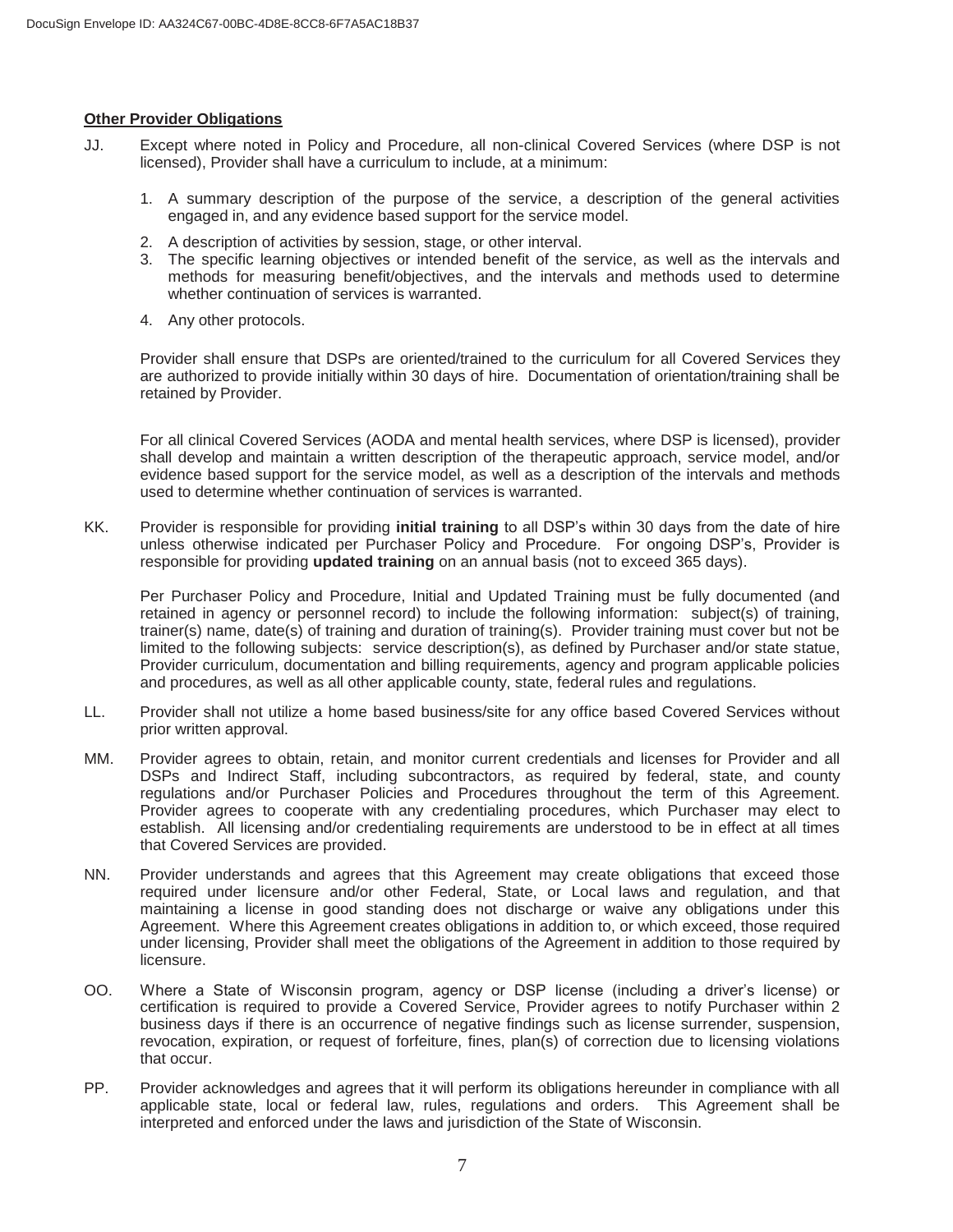**Other Provider Obligations**

JJ. Except where noted in Policy and Procedure, all non-clinical Covered Services (where DSP is not licensed), Provider shall have a curriculum to include, at a minimum:

1. A summary description of the purpose of the service, a description of the general activities engaged in, and any evidence based support for the service model.
2. A description of activities by session, stage, or other interval.
3. The specific learning objectives or intended benefit of the service, as well as the intervals and methods for measuring benefit/objectives, and the intervals and methods used to determine whether continuation of services is warranted.
4. Any other protocols.

Provider shall ensure that DSPs are oriented/trained to the curriculum for all Covered Services they are authorized to provide initially within 30 days of hire. Documentation of orientation/training shall be retained by Provider.

For all clinical Covered Services (AODA and mental health services, where DSP is licensed), provider shall develop and maintain a written description of the therapeutic approach, service model, and/or evidence based support for the service model, as well as a description of the intervals and methods used to determine whether continuation of services is warranted.

KK. Provider is responsible for providing **initial training** to all DSP's within 30 days from the date of hire unless otherwise indicated per Purchaser Policy and Procedure. For ongoing DSP's, Provider is responsible for providing **updated training** on an annual basis (not to exceed 365 days).

Per Purchaser Policy and Procedure, Initial and Updated Training must be fully documented (and retained in agency or personnel record) to include the following information: subject(s) of training, trainer(s) name, date(s) of training and duration of training(s). Provider training must cover but not be limited to the following subjects: service description(s), as defined by Purchaser and/or state statue, Provider curriculum, documentation and billing requirements, agency and program applicable policies and procedures, as well as all other applicable county, state, federal rules and regulations.

LL. Provider shall not utilize a home based business/site for any office based Covered Services without prior written approval.

MM. Provider agrees to obtain, retain, and monitor current credentials and licenses for Provider and all DSPs and Indirect Staff, including subcontractors, as required by federal, state, and county regulations and/or Purchaser Policies and Procedures throughout the term of this Agreement. Provider agrees to cooperate with any credentialing procedures, which Purchaser may elect to establish. All licensing and/or credentialing requirements are understood to be in effect at all times that Covered Services are provided.

NN. Provider understands and agrees that this Agreement may create obligations that exceed those required under licensure and/or other Federal, State, or Local laws and regulation, and that maintaining a license in good standing does not discharge or waive any obligations under this Agreement. Where this Agreement creates obligations in addition to, or which exceed, those required under licensing, Provider shall meet the obligations of the Agreement in addition to those required by licensure.

OO. Where a State of Wisconsin program, agency or DSP license (including a driver's license) or certification is required to provide a Covered Service, Provider agrees to notify Purchaser within 2 business days if there is an occurrence of negative findings such as license surrender, suspension, revocation, expiration, or request of forfeiture, fines, plan(s) of correction due to licensing violations that occur.

PP. Provider acknowledges and agrees that it will perform its obligations hereunder in compliance with all applicable state, local or federal law, rules, regulations and orders. This Agreement shall be interpreted and enforced under the laws and jurisdiction of the State of Wisconsin.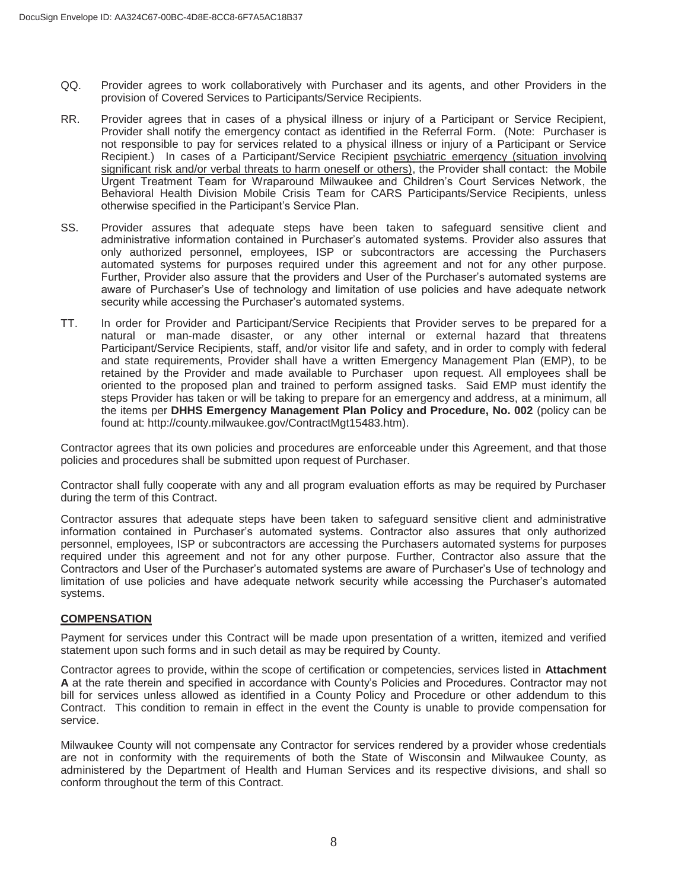QQ. Provider agrees to work collaboratively with Purchaser and its agents, and other Providers in the provision of Covered Services to Participants/Service Recipients.

RR. Provider agrees that in cases of a physical illness or injury of a Participant or Service Recipient, Provider shall notify the emergency contact as identified in the Referral Form. (Note: Purchaser is not responsible to pay for services related to a physical illness or injury of a Participant or Service Recipient.) In cases of a Participant/Service Recipient psychiatric emergency (situation involving significant risk and/or verbal threats to harm oneself or others), the Provider shall contact: the Mobile Urgent Treatment Team for Wraparound Milwaukee and Children's Court Services Network, the Behavioral Health Division Mobile Crisis Team for CARS Participants/Service Recipients, unless otherwise specified in the Participant's Service Plan.

SS. Provider assures that adequate steps have been taken to safeguard sensitive client and administrative information contained in Purchaser's automated systems. Provider also assures that only authorized personnel, employees, ISP or subcontractors are accessing the Purchasers automated systems for purposes required under this agreement and not for any other purpose. Further, Provider also assure that the providers and User of the Purchaser's automated systems are aware of Purchaser's Use of technology and limitation of use policies and have adequate network security while accessing the Purchaser's automated systems.

TT. In order for Provider and Participant/Service Recipients that Provider serves to be prepared for a natural or man-made disaster, or any other internal or external hazard that threatens Participant/Service Recipients, staff, and/or visitor life and safety, and in order to comply with federal and state requirements, Provider shall have a written Emergency Management Plan (EMP), to be retained by the Provider and made available to Purchaser upon request. All employees shall be oriented to the proposed plan and trained to perform assigned tasks. Said EMP must identify the steps Provider has taken or will be taking to prepare for an emergency and address, at a minimum, all the items per **DHHS Emergency Management Plan Policy and Procedure, No. 002** (policy can be found at: http://county.milwaukee.gov/ContractMgt15483.htm).

Contractor agrees that its own policies and procedures are enforceable under this Agreement, and that those policies and procedures shall be submitted upon request of Purchaser.

Contractor shall fully cooperate with any and all program evaluation efforts as may be required by Purchaser during the term of this Contract.

Contractor assures that adequate steps have been taken to safeguard sensitive client and administrative information contained in Purchaser's automated systems. Contractor also assures that only authorized personnel, employees, ISP or subcontractors are accessing the Purchasers automated systems for purposes required under this agreement and not for any other purpose. Further, Contractor also assure that the Contractors and User of the Purchaser's automated systems are aware of Purchaser's Use of technology and limitation of use policies and have adequate network security while accessing the Purchaser's automated systems.

## COMPENSATION

Payment for services under this Contract will be made upon presentation of a written, itemized and verified statement upon such forms and in such detail as may be required by County.

Contractor agrees to provide, within the scope of certification or competencies, services listed in **Attachment A** at the rate therein and specified in accordance with County's Policies and Procedures. Contractor may not bill for services unless allowed as identified in a County Policy and Procedure or other addendum to this Contract. This condition to remain in effect in the event the County is unable to provide compensation for service.

Milwaukee County will not compensate any Contractor for services rendered by a provider whose credentials are not in conformity with the requirements of both the State of Wisconsin and Milwaukee County, as administered by the Department of Health and Human Services and its respective divisions, and shall so conform throughout the term of this Contract.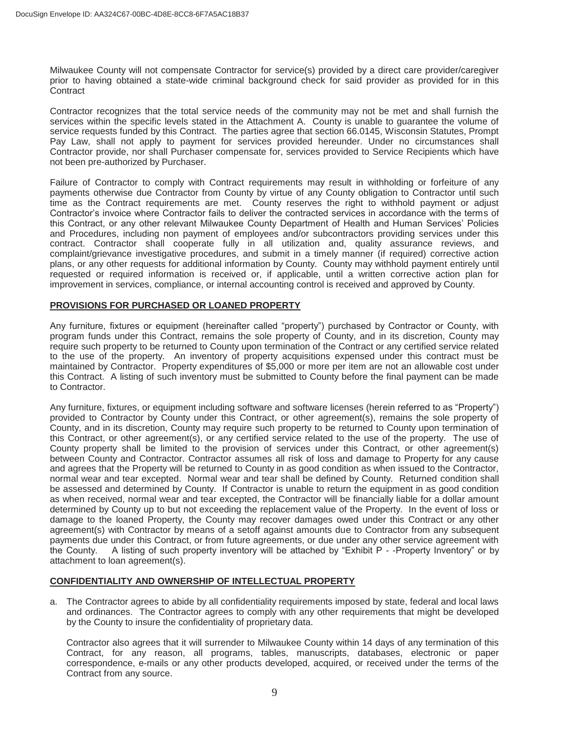Milwaukee County will not compensate Contractor for service(s) provided by a direct care provider/caregiver prior to having obtained a state-wide criminal background check for said provider as provided for in this Contract

Contractor recognizes that the total service needs of the community may not be met and shall furnish the services within the specific levels stated in the Attachment A. County is unable to guarantee the volume of service requests funded by this Contract. The parties agree that section 66.0145, Wisconsin Statutes, Prompt Pay Law, shall not apply to payment for services provided hereunder. Under no circumstances shall Contractor provide, nor shall Purchaser compensate for, services provided to Service Recipients which have not been pre-authorized by Purchaser.

Failure of Contractor to comply with Contract requirements may result in withholding or forfeiture of any payments otherwise due Contractor from County by virtue of any County obligation to Contractor until such time as the Contract requirements are met. County reserves the right to withhold payment or adjust Contractor's invoice where Contractor fails to deliver the contracted services in accordance with the terms of this Contract, or any other relevant Milwaukee County Department of Health and Human Services' Policies and Procedures, including non payment of employees and/or subcontractors providing services under this contract. Contractor shall cooperate fully in all utilization and, quality assurance reviews, and complaint/grievance investigative procedures, and submit in a timely manner (if required) corrective action plans, or any other requests for additional information by County. County may withhold payment entirely until requested or required information is received or, if applicable, until a written corrective action plan for improvement in services, compliance, or internal accounting control is received and approved by County.

## PROVISIONS FOR PURCHASED OR LOANED PROPERTY

Any furniture, fixtures or equipment (hereinafter called "property") purchased by Contractor or County, with program funds under this Contract, remains the sole property of County, and in its discretion, County may require such property to be returned to County upon termination of the Contract or any certified service related to the use of the property. An inventory of property acquisitions expensed under this contract must be maintained by Contractor. Property expenditures of $5,000 or more per item are not an allowable cost under this Contract. A listing of such inventory must be submitted to County before the final payment can be made to Contractor.

Any furniture, fixtures, or equipment including software and software licenses (herein referred to as "Property") provided to Contractor by County under this Contract, or other agreement(s), remains the sole property of County, and in its discretion, County may require such property to be returned to County upon termination of this Contract, or other agreement(s), or any certified service related to the use of the property. The use of County property shall be limited to the provision of services under this Contract, or other agreement(s) between County and Contractor. Contractor assumes all risk of loss and damage to Property for any cause and agrees that the Property will be returned to County in as good condition as when issued to the Contractor, normal wear and tear excepted. Normal wear and tear shall be defined by County. Returned condition shall be assessed and determined by County. If Contractor is unable to return the equipment in as good condition as when received, normal wear and tear excepted, the Contractor will be financially liable for a dollar amount determined by County up to but not exceeding the replacement value of the Property. In the event of loss or damage to the loaned Property, the County may recover damages owed under this Contract or any other agreement(s) with Contractor by means of a setoff against amounts due to Contractor from any subsequent payments due under this Contract, or from future agreements, or due under any other service agreement with the County. A listing of such property inventory will be attached by "Exhibit P - -Property Inventory" or by attachment to loan agreement(s).

## CONFIDENTIALITY AND OWNERSHIP OF INTELLECTUAL PROPERTY

a. The Contractor agrees to abide by all confidentiality requirements imposed by state, federal and local laws and ordinances. The Contractor agrees to comply with any other requirements that might be developed by the County to insure the confidentiality of proprietary data.

   Contractor also agrees that it will surrender to Milwaukee County within 14 days of any termination of this Contract, for any reason, all programs, tables, manuscripts, databases, electronic or paper correspondence, e-mails or any other products developed, acquired, or received under the terms of the Contract from any source.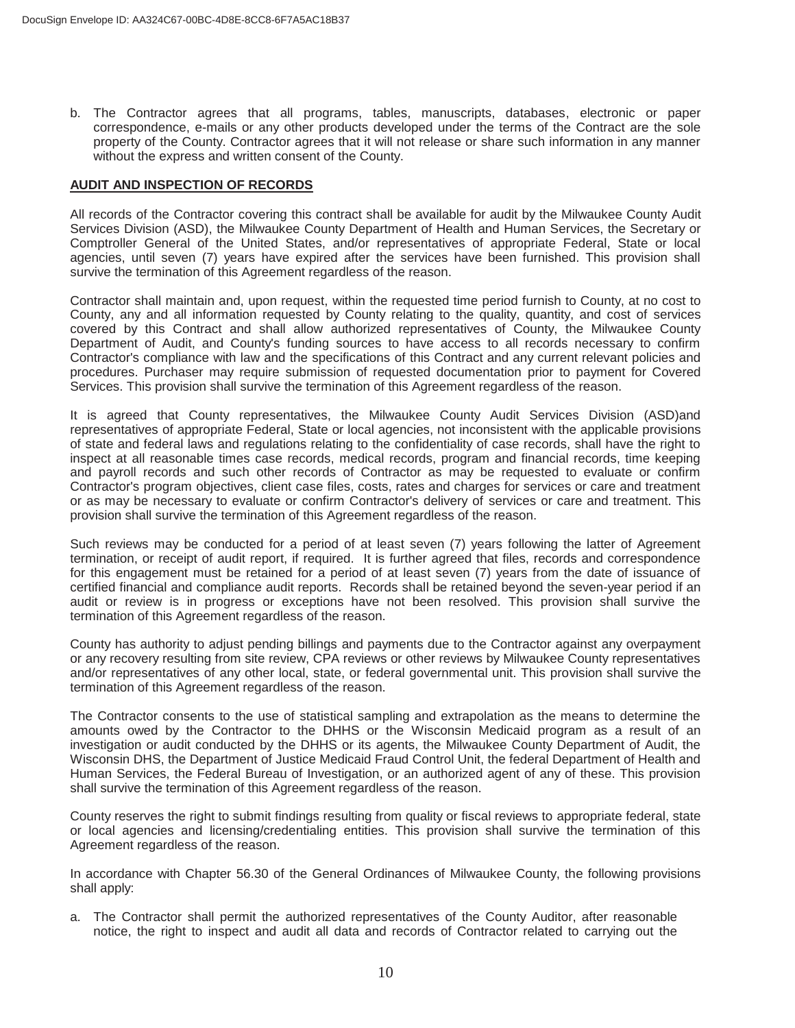b. The Contractor agrees that all programs, tables, manuscripts, databases, electronic or paper correspondence, e-mails or any other products developed under the terms of the Contract are the sole property of the County. Contractor agrees that it will not release or share such information in any manner without the express and written consent of the County.

**AUDIT AND INSPECTION OF RECORDS**

All records of the Contractor covering this contract shall be available for audit by the Milwaukee County Audit Services Division (ASD), the Milwaukee County Department of Health and Human Services, the Secretary or Comptroller General of the United States, and/or representatives of appropriate Federal, State or local agencies, until seven (7) years have expired after the services have been furnished. This provision shall survive the termination of this Agreement regardless of the reason.

Contractor shall maintain and, upon request, within the requested time period furnish to County, at no cost to County, any and all information requested by County relating to the quality, quantity, and cost of services covered by this Contract and shall allow authorized representatives of County, the Milwaukee County Department of Audit, and County's funding sources to have access to all records necessary to confirm Contractor's compliance with law and the specifications of this Contract and any current relevant policies and procedures. Purchaser may require submission of requested documentation prior to payment for Covered Services. This provision shall survive the termination of this Agreement regardless of the reason.

It is agreed that County representatives, the Milwaukee County Audit Services Division (ASD)and representatives of appropriate Federal, State or local agencies, not inconsistent with the applicable provisions of state and federal laws and regulations relating to the confidentiality of case records, shall have the right to inspect at all reasonable times case records, medical records, program and financial records, time keeping and payroll records and such other records of Contractor as may be requested to evaluate or confirm Contractor's program objectives, client case files, costs, rates and charges for services or care and treatment or as may be necessary to evaluate or confirm Contractor's delivery of services or care and treatment. This provision shall survive the termination of this Agreement regardless of the reason.

Such reviews may be conducted for a period of at least seven (7) years following the latter of Agreement termination, or receipt of audit report, if required. It is further agreed that files, records and correspondence for this engagement must be retained for a period of at least seven (7) years from the date of issuance of certified financial and compliance audit reports. Records shall be retained beyond the seven-year period if an audit or review is in progress or exceptions have not been resolved. This provision shall survive the termination of this Agreement regardless of the reason.

County has authority to adjust pending billings and payments due to the Contractor against any overpayment or any recovery resulting from site review, CPA reviews or other reviews by Milwaukee County representatives and/or representatives of any other local, state, or federal governmental unit. This provision shall survive the termination of this Agreement regardless of the reason.

The Contractor consents to the use of statistical sampling and extrapolation as the means to determine the amounts owed by the Contractor to the DHHS or the Wisconsin Medicaid program as a result of an investigation or audit conducted by the DHHS or its agents, the Milwaukee County Department of Audit, the Wisconsin DHS, the Department of Justice Medicaid Fraud Control Unit, the federal Department of Health and Human Services, the Federal Bureau of Investigation, or an authorized agent of any of these. This provision shall survive the termination of this Agreement regardless of the reason.

County reserves the right to submit findings resulting from quality or fiscal reviews to appropriate federal, state or local agencies and licensing/credentialing entities. This provision shall survive the termination of this Agreement regardless of the reason.

In accordance with Chapter 56.30 of the General Ordinances of Milwaukee County, the following provisions shall apply:

a. The Contractor shall permit the authorized representatives of the County Auditor, after reasonable notice, the right to inspect and audit all data and records of Contractor related to carrying out the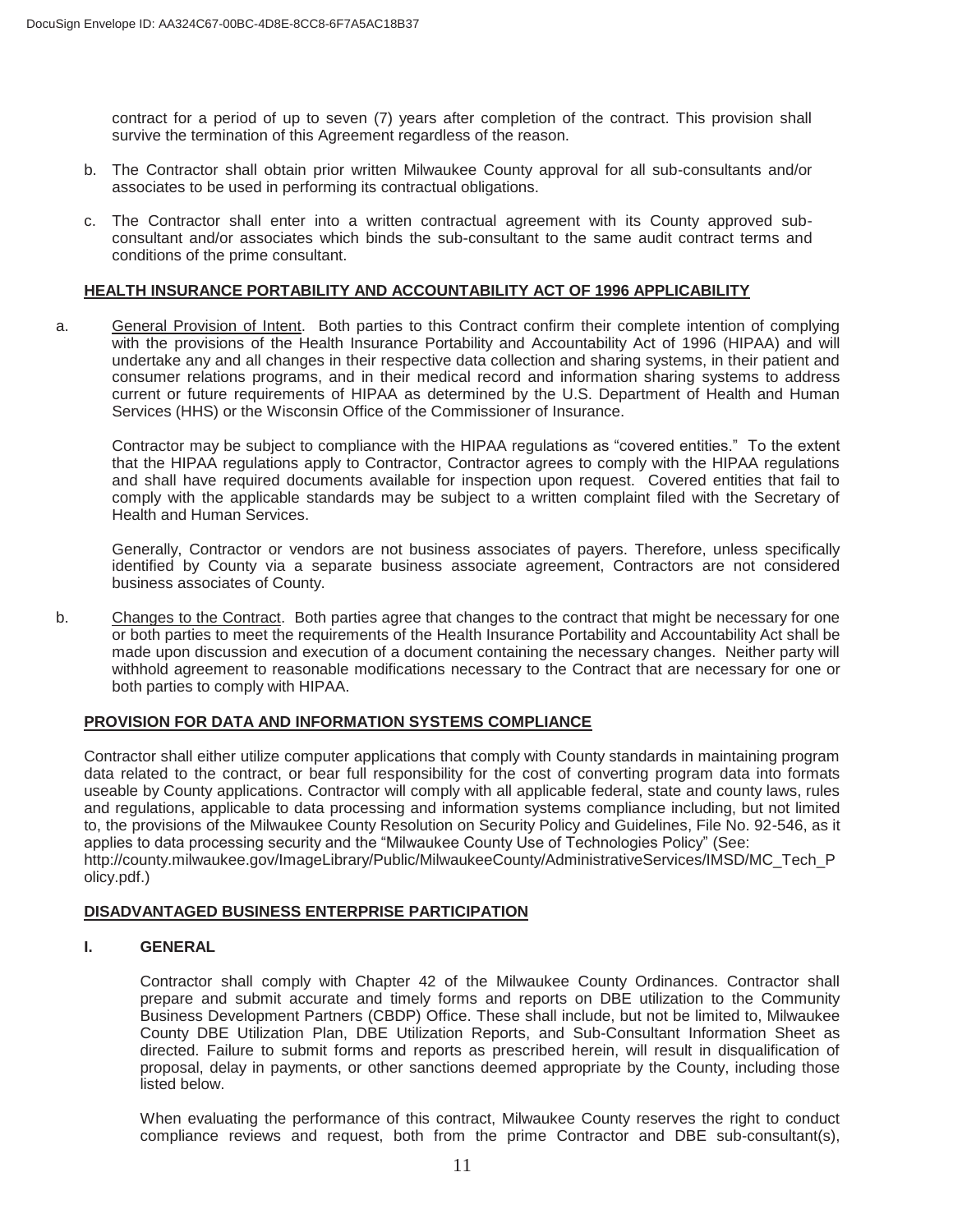contract for a period of up to seven (7) years after completion of the contract. This provision shall survive the termination of this Agreement regardless of the reason.

b. The Contractor shall obtain prior written Milwaukee County approval for all sub-consultants and/or associates to be used in performing its contractual obligations.

c. The Contractor shall enter into a written contractual agreement with its County approved sub-consultant and/or associates which binds the sub-consultant to the same audit contract terms and conditions of the prime consultant.

## HEALTH INSURANCE PORTABILITY AND ACCOUNTABILITY ACT OF 1996 APPLICABILITY

a. General Provision of Intent. Both parties to this Contract confirm their complete intention of complying with the provisions of the Health Insurance Portability and Accountability Act of 1996 (HIPAA) and will undertake any and all changes in their respective data collection and sharing systems, in their patient and consumer relations programs, and in their medical record and information sharing systems to address current or future requirements of HIPAA as determined by the U.S. Department of Health and Human Services (HHS) or the Wisconsin Office of the Commissioner of Insurance.

   Contractor may be subject to compliance with the HIPAA regulations as "covered entities." To the extent that the HIPAA regulations apply to Contractor, Contractor agrees to comply with the HIPAA regulations and shall have required documents available for inspection upon request. Covered entities that fail to comply with the applicable standards may be subject to a written complaint filed with the Secretary of Health and Human Services.

   Generally, Contractor or vendors are not business associates of payers. Therefore, unless specifically identified by County via a separate business associate agreement, Contractors are not considered business associates of County.

b. Changes to the Contract. Both parties agree that changes to the contract that might be necessary for one or both parties to meet the requirements of the Health Insurance Portability and Accountability Act shall be made upon discussion and execution of a document containing the necessary changes. Neither party will withhold agreement to reasonable modifications necessary to the Contract that are necessary for one or both parties to comply with HIPAA.

## PROVISION FOR DATA AND INFORMATION SYSTEMS COMPLIANCE

Contractor shall either utilize computer applications that comply with County standards in maintaining program data related to the contract, or bear full responsibility for the cost of converting program data into formats useable by County applications. Contractor will comply with all applicable federal, state and county laws, rules and regulations, applicable to data processing and information systems compliance including, but not limited to, the provisions of the Milwaukee County Resolution on Security Policy and Guidelines, File No. 92-546, as it applies to data processing security and the "Milwaukee County Use of Technologies Policy" (See: http://county.milwaukee.gov/ImageLibrary/Public/MilwaukeeCounty/AdministrativeServices/IMSD/MC_Tech_Policy.pdf.)

## DISADVANTAGED BUSINESS ENTERPRISE PARTICIPATION

### I. GENERAL

Contractor shall comply with Chapter 42 of the Milwaukee County Ordinances. Contractor shall prepare and submit accurate and timely forms and reports on DBE utilization to the Community Business Development Partners (CBDP) Office. These shall include, but not be limited to, Milwaukee County DBE Utilization Plan, DBE Utilization Reports, and Sub-Consultant Information Sheet as directed. Failure to submit forms and reports as prescribed herein, will result in disqualification of proposal, delay in payments, or other sanctions deemed appropriate by the County, including those listed below.

When evaluating the performance of this contract, Milwaukee County reserves the right to conduct compliance reviews and request, both from the prime Contractor and DBE sub-consultant(s),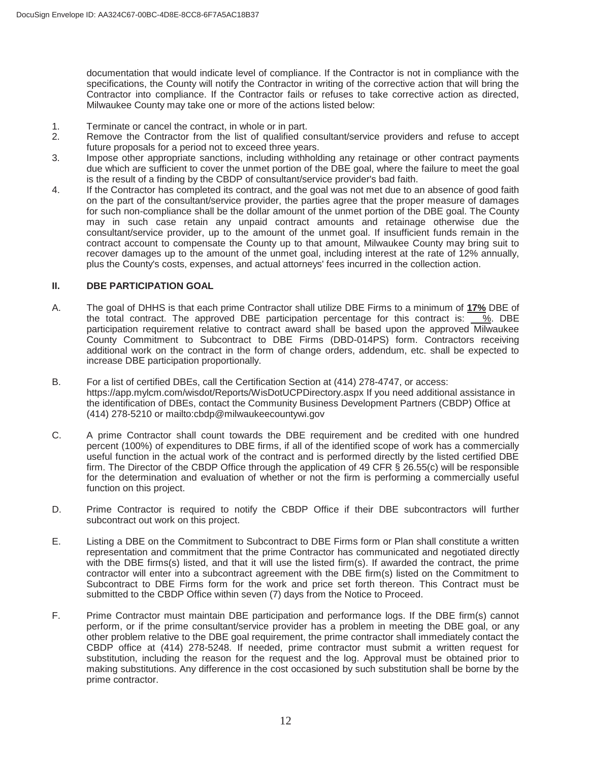documentation that would indicate level of compliance. If the Contractor is not in compliance with the specifications, the County will notify the Contractor in writing of the corrective action that will bring the Contractor into compliance. If the Contractor fails or refuses to take corrective action as directed, Milwaukee County may take one or more of the actions listed below:

1. Terminate or cancel the contract, in whole or in part.
2. Remove the Contractor from the list of qualified consultant/service providers and refuse to accept future proposals for a period not to exceed three years.
3. Impose other appropriate sanctions, including withholding any retainage or other contract payments due which are sufficient to cover the unmet portion of the DBE goal, where the failure to meet the goal is the result of a finding by the CBDP of consultant/service provider's bad faith.
4. If the Contractor has completed its contract, and the goal was not met due to an absence of good faith on the part of the consultant/service provider, the parties agree that the proper measure of damages for such non-compliance shall be the dollar amount of the unmet portion of the DBE goal. The County may in such case retain any unpaid contract amounts and retainage otherwise due the consultant/service provider, up to the amount of the unmet goal. If insufficient funds remain in the contract account to compensate the County up to that amount, Milwaukee County may bring suit to recover damages up to the amount of the unmet goal, including interest at the rate of 12% annually, plus the County's costs, expenses, and actual attorneys' fees incurred in the collection action.

## II. DBE PARTICIPATION GOAL

A. The goal of DHHS is that each prime Contractor shall utilize DBE Firms to a minimum of **17%** DBE of the total contract. The approved DBE participation percentage for this contract is: \_\_\_%. DBE participation requirement relative to contract award shall be based upon the approved Milwaukee County Commitment to Subcontract to DBE Firms (DBD-014PS) form. Contractors receiving additional work on the contract in the form of change orders, addendum, etc. shall be expected to increase DBE participation proportionally.

B. For a list of certified DBEs, call the Certification Section at (414) 278-4747, or access: https://app.mylcm.com/wisdot/Reports/WisDotUCPDirectory.aspx If you need additional assistance in the identification of DBEs, contact the Community Business Development Partners (CBDP) Office at (414) 278-5210 or mailto:cbdp@milwaukeecountywi.gov

C. A prime Contractor shall count towards the DBE requirement and be credited with one hundred percent (100%) of expenditures to DBE firms, if all of the identified scope of work has a commercially useful function in the actual work of the contract and is performed directly by the listed certified DBE firm. The Director of the CBDP Office through the application of 49 CFR § 26.55(c) will be responsible for the determination and evaluation of whether or not the firm is performing a commercially useful function on this project.

D. Prime Contractor is required to notify the CBDP Office if their DBE subcontractors will further subcontract out work on this project.

E. Listing a DBE on the Commitment to Subcontract to DBE Firms form or Plan shall constitute a written representation and commitment that the prime Contractor has communicated and negotiated directly with the DBE firms(s) listed, and that it will use the listed firm(s). If awarded the contract, the prime contractor will enter into a subcontract agreement with the DBE firm(s) listed on the Commitment to Subcontract to DBE Firms form for the work and price set forth thereon. This Contract must be submitted to the CBDP Office within seven (7) days from the Notice to Proceed.

F. Prime Contractor must maintain DBE participation and performance logs. If the DBE firm(s) cannot perform, or if the prime consultant/service provider has a problem in meeting the DBE goal, or any other problem relative to the DBE goal requirement, the prime contractor shall immediately contact the CBDP office at (414) 278-5248. If needed, prime contractor must submit a written request for substitution, including the reason for the request and the log. Approval must be obtained prior to making substitutions. Any difference in the cost occasioned by such substitution shall be borne by the prime contractor.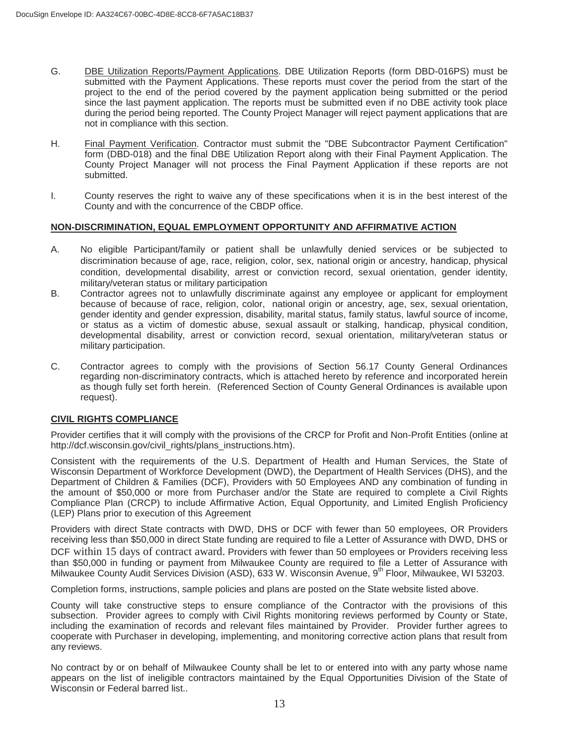G. <u>DBE Utilization Reports/Payment Applications</u>. DBE Utilization Reports (form DBD-016PS) must be submitted with the Payment Applications. These reports must cover the period from the start of the project to the end of the period covered by the payment application being submitted or the period since the last payment application. The reports must be submitted even if no DBE activity took place during the period being reported. The County Project Manager will reject payment applications that are not in compliance with this section.

H. <u>Final Payment Verification</u>. Contractor must submit the "DBE Subcontractor Payment Certification" form (DBD-018) and the final DBE Utilization Report along with their Final Payment Application. The County Project Manager will not process the Final Payment Application if these reports are not submitted.

I. County reserves the right to waive any of these specifications when it is in the best interest of the County and with the concurrence of the CBDP office.

## NON-DISCRIMINATION, EQUAL EMPLOYMENT OPPORTUNITY AND AFFIRMATIVE ACTION

A. No eligible Participant/family or patient shall be unlawfully denied services or be subjected to discrimination because of age, race, religion, color, sex, national origin or ancestry, handicap, physical condition, developmental disability, arrest or conviction record, sexual orientation, gender identity, military/veteran status or military participation

B. Contractor agrees not to unlawfully discriminate against any employee or applicant for employment because of because of race, religion, color, national origin or ancestry, age, sex, sexual orientation, gender identity and gender expression, disability, marital status, family status, lawful source of income, or status as a victim of domestic abuse, sexual assault or stalking, handicap, physical condition, developmental disability, arrest or conviction record, sexual orientation, military/veteran status or military participation.

C. Contractor agrees to comply with the provisions of Section 56.17 County General Ordinances regarding non-discriminatory contracts, which is attached hereto by reference and incorporated herein as though fully set forth herein. (Referenced Section of County General Ordinances is available upon request).

## CIVIL RIGHTS COMPLIANCE

Provider certifies that it will comply with the provisions of the CRCP for Profit and Non-Profit Entities (online at http://dcf.wisconsin.gov/civil_rights/plans_instructions.htm).

Consistent with the requirements of the U.S. Department of Health and Human Services, the State of Wisconsin Department of Workforce Development (DWD), the Department of Health Services (DHS), and the Department of Children & Families (DCF), Providers with 50 Employees AND any combination of funding in the amount of $50,000 or more from Purchaser and/or the State are required to complete a Civil Rights Compliance Plan (CRCP) to include Affirmative Action, Equal Opportunity, and Limited English Proficiency (LEP) Plans prior to execution of this Agreement

Providers with direct State contracts with DWD, DHS or DCF with fewer than 50 employees, OR Providers receiving less than $50,000 in direct State funding are required to file a Letter of Assurance with DWD, DHS or DCF within 15 days of contract award. Providers with fewer than 50 employees or Providers receiving less than $50,000 in funding or payment from Milwaukee County are required to file a Letter of Assurance with Milwaukee County Audit Services Division (ASD), 633 W. Wisconsin Avenue, 9th Floor, Milwaukee, WI 53203.

Completion forms, instructions, sample policies and plans are posted on the State website listed above.

County will take constructive steps to ensure compliance of the Contractor with the provisions of this subsection. Provider agrees to comply with Civil Rights monitoring reviews performed by County or State, including the examination of records and relevant files maintained by Provider. Provider further agrees to cooperate with Purchaser in developing, implementing, and monitoring corrective action plans that result from any reviews.

No contract by or on behalf of Milwaukee County shall be let to or entered into with any party whose name appears on the list of ineligible contractors maintained by the Equal Opportunities Division of the State of Wisconsin or Federal barred list..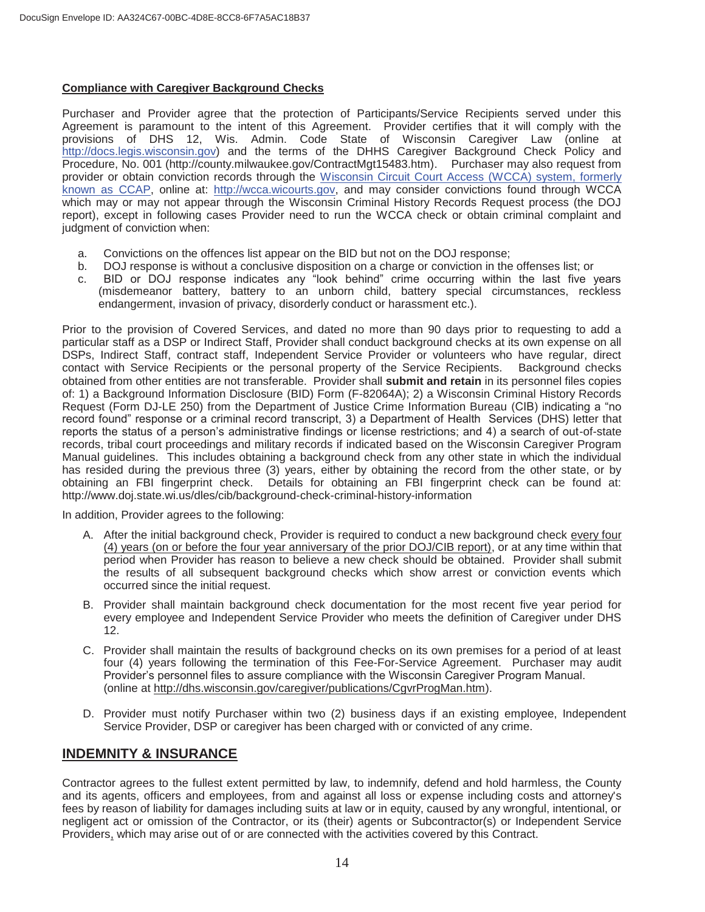**Compliance with Caregiver Background Checks**

Purchaser and Provider agree that the protection of Participants/Service Recipients served under this Agreement is paramount to the intent of this Agreement. Provider certifies that it will comply with the provisions of DHS 12, Wis. Admin. Code State of Wisconsin Caregiver Law (online at http://docs.legis.wisconsin.gov) and the terms of the DHHS Caregiver Background Check Policy and Procedure, No. 001 (http://county.milwaukee.gov/ContractMgt15483.htm). Purchaser may also request from provider or obtain conviction records through the Wisconsin Circuit Court Access (WCCA) system, formerly known as CCAP, online at: http://wcca.wicourts.gov, and may consider convictions found through WCCA which may or may not appear through the Wisconsin Criminal History Records Request process (the DOJ report), except in following cases Provider need to run the WCCA check or obtain criminal complaint and judgment of conviction when:

a. Convictions on the offences list appear on the BID but not on the DOJ response;
b. DOJ response is without a conclusive disposition on a charge or conviction in the offenses list; or
c. BID or DOJ response indicates any "look behind" crime occurring within the last five years (misdemeanor battery, battery to an unborn child, battery special circumstances, reckless endangerment, invasion of privacy, disorderly conduct or harassment etc.).

Prior to the provision of Covered Services, and dated no more than 90 days prior to requesting to add a particular staff as a DSP or Indirect Staff, Provider shall conduct background checks at its own expense on all DSPs, Indirect Staff, contract staff, Independent Service Provider or volunteers who have regular, direct contact with Service Recipients or the personal property of the Service Recipients. Background checks obtained from other entities are not transferable. Provider shall **submit and retain** in its personnel files copies of: 1) a Background Information Disclosure (BID) Form (F-82064A); 2) a Wisconsin Criminal History Records Request (Form DJ-LE 250) from the Department of Justice Crime Information Bureau (CIB) indicating a "no record found" response or a criminal record transcript, 3) a Department of Health Services (DHS) letter that reports the status of a person's administrative findings or license restrictions; and 4) a search of out-of-state records, tribal court proceedings and military records if indicated based on the Wisconsin Caregiver Program Manual guidelines. This includes obtaining a background check from any other state in which the individual has resided during the previous three (3) years, either by obtaining the record from the other state, or by obtaining an FBI fingerprint check. Details for obtaining an FBI fingerprint check can be found at: http://www.doj.state.wi.us/dles/cib/background-check-criminal-history-information

In addition, Provider agrees to the following:

A. After the initial background check, Provider is required to conduct a new background check every four (4) years (on or before the four year anniversary of the prior DOJ/CIB report), or at any time within that period when Provider has reason to believe a new check should be obtained. Provider shall submit the results of all subsequent background checks which show arrest or conviction events which occurred since the initial request.

B. Provider shall maintain background check documentation for the most recent five year period for every employee and Independent Service Provider who meets the definition of Caregiver under DHS 12.

C. Provider shall maintain the results of background checks on its own premises for a period of at least four (4) years following the termination of this Fee-For-Service Agreement. Purchaser may audit Provider's personnel files to assure compliance with the Wisconsin Caregiver Program Manual. (online at http://dhs.wisconsin.gov/caregiver/publications/CgvrProgMan.htm).

D. Provider must notify Purchaser within two (2) business days if an existing employee, Independent Service Provider, DSP or caregiver has been charged with or convicted of any crime.

## INDEMNITY & INSURANCE

Contractor agrees to the fullest extent permitted by law, to indemnify, defend and hold harmless, the County and its agents, officers and employees, from and against all loss or expense including costs and attorney's fees by reason of liability for damages including suits at law or in equity, caused by any wrongful, intentional, or negligent act or omission of the Contractor, or its (their) agents or Subcontractor(s) or Independent Service Providers, which may arise out of or are connected with the activities covered by this Contract.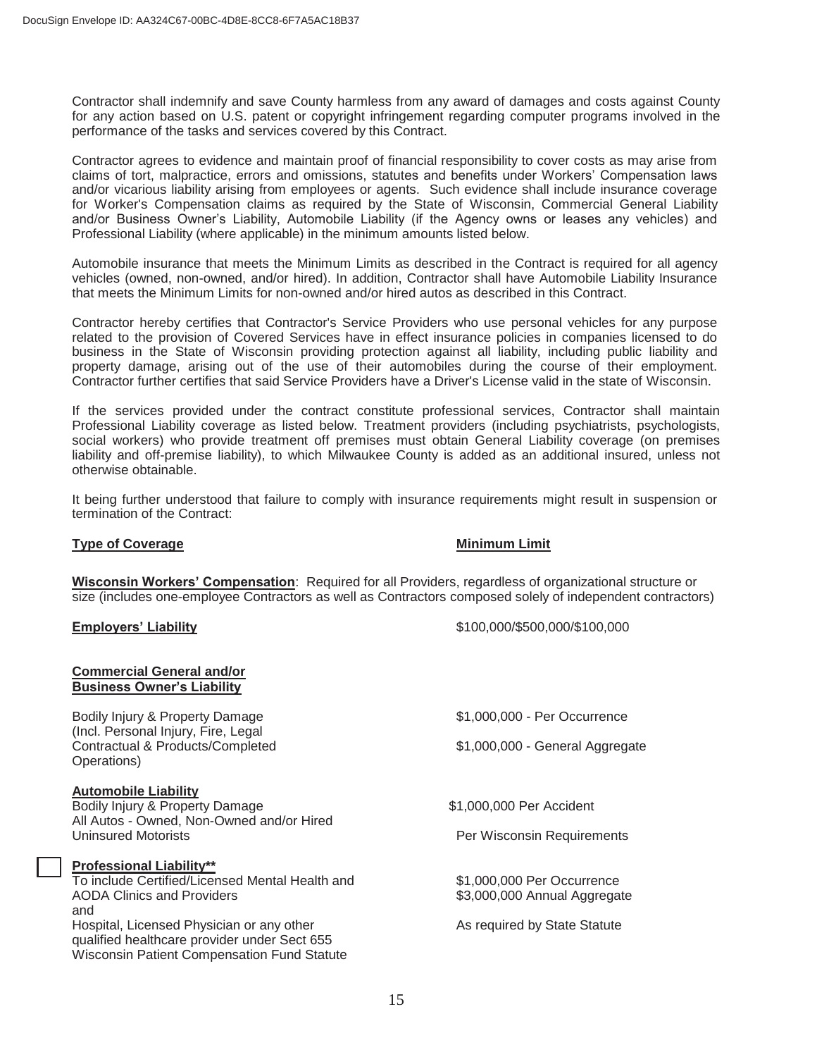Contractor shall indemnify and save County harmless from any award of damages and costs against County for any action based on U.S. patent or copyright infringement regarding computer programs involved in the performance of the tasks and services covered by this Contract.

Contractor agrees to evidence and maintain proof of financial responsibility to cover costs as may arise from claims of tort, malpractice, errors and omissions, statutes and benefits under Workers' Compensation laws and/or vicarious liability arising from employees or agents. Such evidence shall include insurance coverage for Worker's Compensation claims as required by the State of Wisconsin, Commercial General Liability and/or Business Owner's Liability, Automobile Liability (if the Agency owns or leases any vehicles) and Professional Liability (where applicable) in the minimum amounts listed below.

Automobile insurance that meets the Minimum Limits as described in the Contract is required for all agency vehicles (owned, non-owned, and/or hired). In addition, Contractor shall have Automobile Liability Insurance that meets the Minimum Limits for non-owned and/or hired autos as described in this Contract.

Contractor hereby certifies that Contractor's Service Providers who use personal vehicles for any purpose related to the provision of Covered Services have in effect insurance policies in companies licensed to do business in the State of Wisconsin providing protection against all liability, including public liability and property damage, arising out of the use of their automobiles during the course of their employment. Contractor further certifies that said Service Providers have a Driver's License valid in the state of Wisconsin.

If the services provided under the contract constitute professional services, Contractor shall maintain Professional Liability coverage as listed below. Treatment providers (including psychiatrists, psychologists, social workers) who provide treatment off premises must obtain General Liability coverage (on premises liability and off-premise liability), to which Milwaukee County is added as an additional insured, unless not otherwise obtainable.

It being further understood that failure to comply with insurance requirements might result in suspension or termination of the Contract:

| **Type of Coverage** | **Minimum Limit** |
|---|---|
| **Wisconsin Workers' Compensation**: Required for all Providers, regardless of organizational structure or size (includes one-employee Contractors as well as Contractors composed solely of independent contractors) | |
| **Employers' Liability** | \$100,000/\$500,000/\$100,000 |
| **Commercial General and/or Business Owner's Liability** | |
| Bodily Injury & Property Damage (Incl. Personal Injury, Fire, Legal Contractual & Products/Completed Operations) | \$1,000,000 - Per Occurrence<br>\$1,000,000 - General Aggregate |
| **Automobile Liability**<br>Bodily Injury & Property Damage<br>All Autos - Owned, Non-Owned and/or Hired | \$1,000,000 Per Accident |
| Uninsured Motorists | Per Wisconsin Requirements |
| ☐ **Professional Liability\*\***<br>To include Certified/Licensed Mental Health and AODA Clinics and Providers | \$1,000,000 Per Occurrence<br>\$3,000,000 Annual Aggregate |
| and<br>Hospital, Licensed Physician or any other qualified healthcare provider under Sect 655 Wisconsin Patient Compensation Fund Statute | As required by State Statute |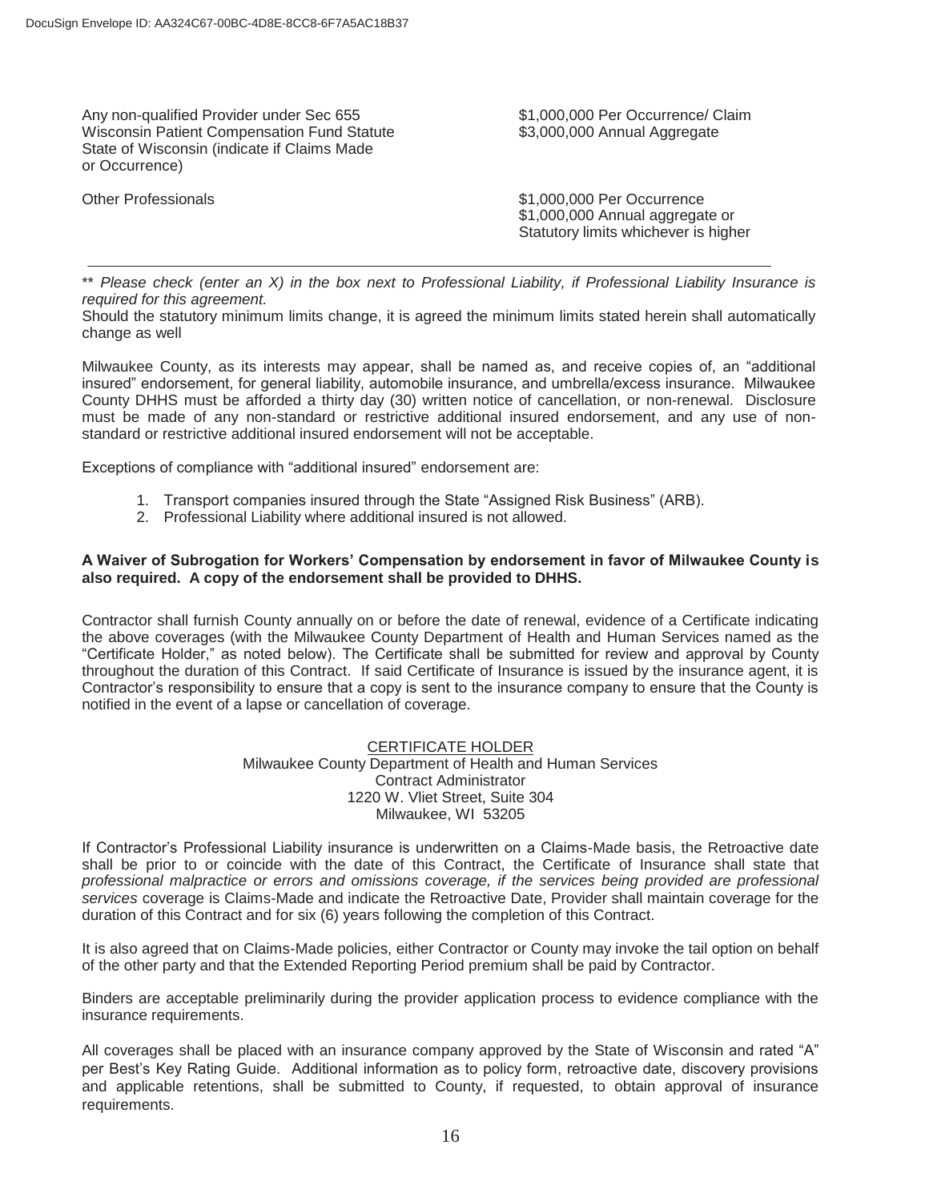| | |
|---|---|
| Any non-qualified Provider under Sec 655 Wisconsin Patient Compensation Fund Statute State of Wisconsin (indicate if Claims Made or Occurrence) | $1,000,000 Per Occurrence/ Claim<br>$3,000,000 Annual Aggregate |
| Other Professionals | $1,000,000 Per Occurrence<br>$1,000,000 Annual aggregate or Statutory limits whichever is higher |

---

** *Please check (enter an X) in the box next to Professional Liability, if Professional Liability Insurance is required for this agreement.*

Should the statutory minimum limits change, it is agreed the minimum limits stated herein shall automatically change as well

Milwaukee County, as its interests may appear, shall be named as, and receive copies of, an "additional insured" endorsement, for general liability, automobile insurance, and umbrella/excess insurance. Milwaukee County DHHS must be afforded a thirty day (30) written notice of cancellation, or non-renewal. Disclosure must be made of any non-standard or restrictive additional insured endorsement, and any use of non-standard or restrictive additional insured endorsement will not be acceptable.

Exceptions of compliance with "additional insured" endorsement are:

1. Transport companies insured through the State "Assigned Risk Business" (ARB).
2. Professional Liability where additional insured is not allowed.

**A Waiver of Subrogation for Workers' Compensation by endorsement in favor of Milwaukee County is also required. A copy of the endorsement shall be provided to DHHS.**

Contractor shall furnish County annually on or before the date of renewal, evidence of a Certificate indicating the above coverages (with the Milwaukee County Department of Health and Human Services named as the "Certificate Holder," as noted below). The Certificate shall be submitted for review and approval by County throughout the duration of this Contract. If said Certificate of Insurance is issued by the insurance agent, it is Contractor's responsibility to ensure that a copy is sent to the insurance company to ensure that the County is notified in the event of a lapse or cancellation of coverage.

CERTIFICATE HOLDER
Milwaukee County Department of Health and Human Services
Contract Administrator
1220 W. Vliet Street, Suite 304
Milwaukee, WI 53205

If Contractor's Professional Liability insurance is underwritten on a Claims-Made basis, the Retroactive date shall be prior to or coincide with the date of this Contract, the Certificate of Insurance shall state that *professional malpractice or errors and omissions coverage, if the services being provided are professional services* coverage is Claims-Made and indicate the Retroactive Date, Provider shall maintain coverage for the duration of this Contract and for six (6) years following the completion of this Contract.

It is also agreed that on Claims-Made policies, either Contractor or County may invoke the tail option on behalf of the other party and that the Extended Reporting Period premium shall be paid by Contractor.

Binders are acceptable preliminarily during the provider application process to evidence compliance with the insurance requirements.

All coverages shall be placed with an insurance company approved by the State of Wisconsin and rated "A" per Best's Key Rating Guide. Additional information as to policy form, retroactive date, discovery provisions and applicable retentions, shall be submitted to County, if requested, to obtain approval of insurance requirements.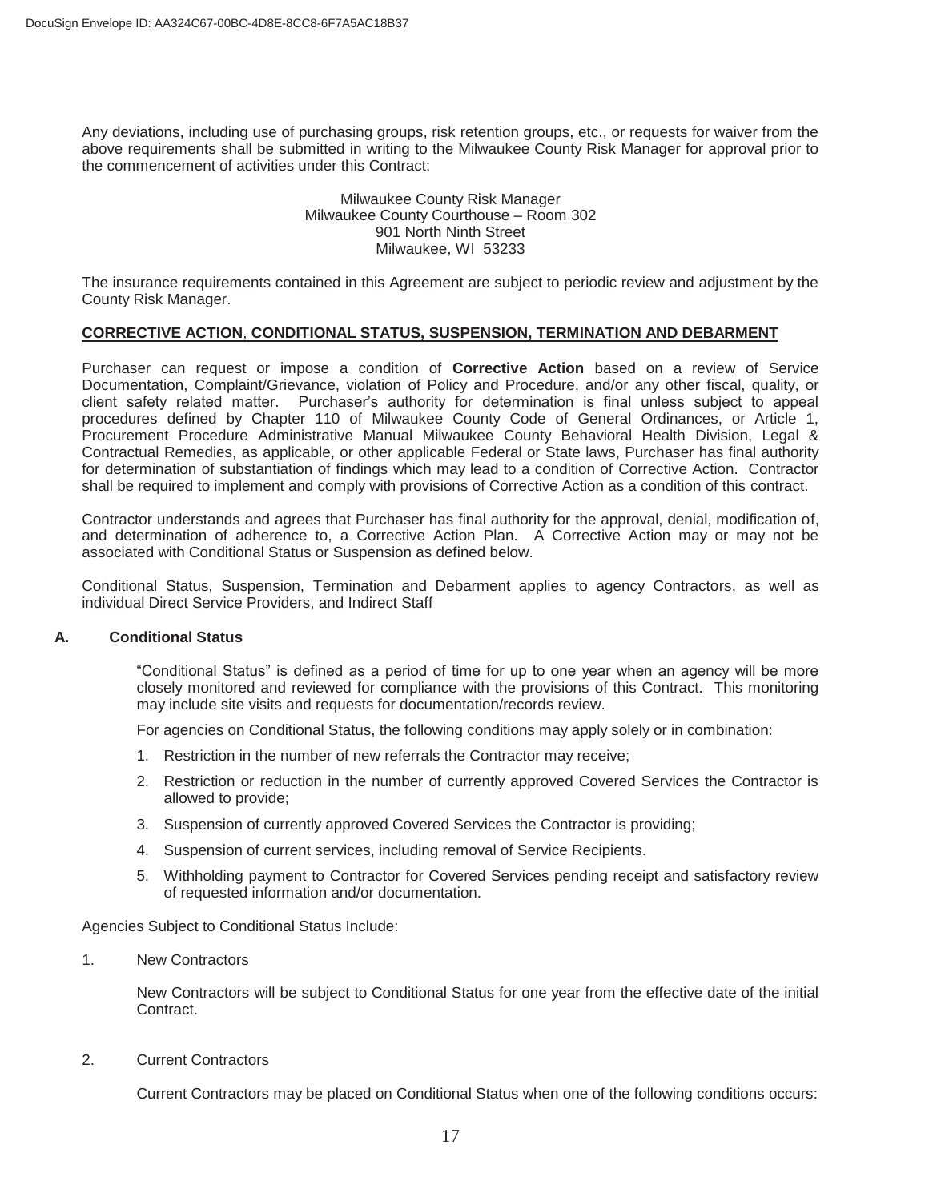Any deviations, including use of purchasing groups, risk retention groups, etc., or requests for waiver from the above requirements shall be submitted in writing to the Milwaukee County Risk Manager for approval prior to the commencement of activities under this Contract:

Milwaukee County Risk Manager
Milwaukee County Courthouse – Room 302
901 North Ninth Street
Milwaukee, WI 53233

The insurance requirements contained in this Agreement are subject to periodic review and adjustment by the County Risk Manager.

## CORRECTIVE ACTION, CONDITIONAL STATUS, SUSPENSION, TERMINATION AND DEBARMENT

Purchaser can request or impose a condition of **Corrective Action** based on a review of Service Documentation, Complaint/Grievance, violation of Policy and Procedure, and/or any other fiscal, quality, or client safety related matter. Purchaser's authority for determination is final unless subject to appeal procedures defined by Chapter 110 of Milwaukee County Code of General Ordinances, or Article 1, Procurement Procedure Administrative Manual Milwaukee County Behavioral Health Division, Legal & Contractual Remedies, as applicable, or other applicable Federal or State laws, Purchaser has final authority for determination of substantiation of findings which may lead to a condition of Corrective Action. Contractor shall be required to implement and comply with provisions of Corrective Action as a condition of this contract.

Contractor understands and agrees that Purchaser has final authority for the approval, denial, modification of, and determination of adherence to, a Corrective Action Plan. A Corrective Action may or may not be associated with Conditional Status or Suspension as defined below.

Conditional Status, Suspension, Termination and Debarment applies to agency Contractors, as well as individual Direct Service Providers, and Indirect Staff

### A. Conditional Status

"Conditional Status" is defined as a period of time for up to one year when an agency will be more closely monitored and reviewed for compliance with the provisions of this Contract. This monitoring may include site visits and requests for documentation/records review.

For agencies on Conditional Status, the following conditions may apply solely or in combination:

1. Restriction in the number of new referrals the Contractor may receive;
2. Restriction or reduction in the number of currently approved Covered Services the Contractor is allowed to provide;
3. Suspension of currently approved Covered Services the Contractor is providing;
4. Suspension of current services, including removal of Service Recipients.
5. Withholding payment to Contractor for Covered Services pending receipt and satisfactory review of requested information and/or documentation.

Agencies Subject to Conditional Status Include:

1. New Contractors

   New Contractors will be subject to Conditional Status for one year from the effective date of the initial Contract.

2. Current Contractors

   Current Contractors may be placed on Conditional Status when one of the following conditions occurs: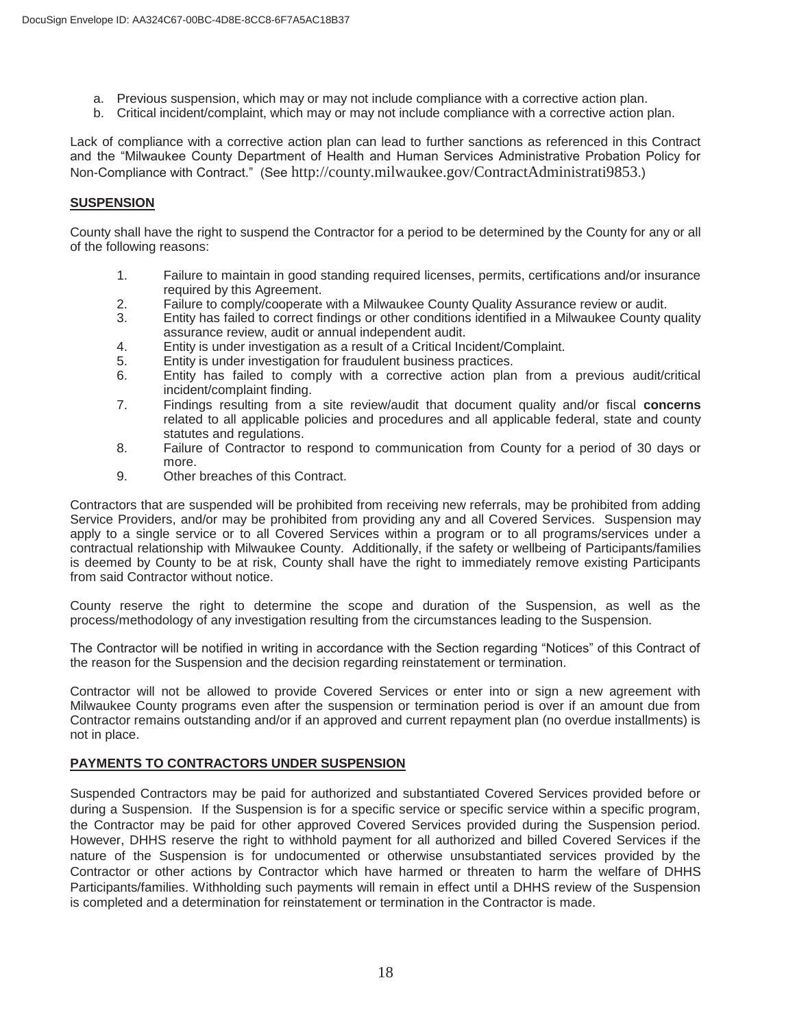a. Previous suspension, which may or may not include compliance with a corrective action plan.
b. Critical incident/complaint, which may or may not include compliance with a corrective action plan.

Lack of compliance with a corrective action plan can lead to further sanctions as referenced in this Contract and the "Milwaukee County Department of Health and Human Services Administrative Probation Policy for Non-Compliance with Contract." (See http://county.milwaukee.gov/ContractAdministrati9853.)

## SUSPENSION

County shall have the right to suspend the Contractor for a period to be determined by the County for any or all of the following reasons:

1. Failure to maintain in good standing required licenses, permits, certifications and/or insurance required by this Agreement.
2. Failure to comply/cooperate with a Milwaukee County Quality Assurance review or audit.
3. Entity has failed to correct findings or other conditions identified in a Milwaukee County quality assurance review, audit or annual independent audit.
4. Entity is under investigation as a result of a Critical Incident/Complaint.
5. Entity is under investigation for fraudulent business practices.
6. Entity has failed to comply with a corrective action plan from a previous audit/critical incident/complaint finding.
7. Findings resulting from a site review/audit that document quality and/or fiscal **concerns** related to all applicable policies and procedures and all applicable federal, state and county statutes and regulations.
8. Failure of Contractor to respond to communication from County for a period of 30 days or more.
9. Other breaches of this Contract.

Contractors that are suspended will be prohibited from receiving new referrals, may be prohibited from adding Service Providers, and/or may be prohibited from providing any and all Covered Services. Suspension may apply to a single service or to all Covered Services within a program or to all programs/services under a contractual relationship with Milwaukee County. Additionally, if the safety or wellbeing of Participants/families is deemed by County to be at risk, County shall have the right to immediately remove existing Participants from said Contractor without notice.

County reserve the right to determine the scope and duration of the Suspension, as well as the process/methodology of any investigation resulting from the circumstances leading to the Suspension.

The Contractor will be notified in writing in accordance with the Section regarding "Notices" of this Contract of the reason for the Suspension and the decision regarding reinstatement or termination.

Contractor will not be allowed to provide Covered Services or enter into or sign a new agreement with Milwaukee County programs even after the suspension or termination period is over if an amount due from Contractor remains outstanding and/or if an approved and current repayment plan (no overdue installments) is not in place.

## PAYMENTS TO CONTRACTORS UNDER SUSPENSION

Suspended Contractors may be paid for authorized and substantiated Covered Services provided before or during a Suspension. If the Suspension is for a specific service or specific service within a specific program, the Contractor may be paid for other approved Covered Services provided during the Suspension period. However, DHHS reserve the right to withhold payment for all authorized and billed Covered Services if the nature of the Suspension is for undocumented or otherwise unsubstantiated services provided by the Contractor or other actions by Contractor which have harmed or threaten to harm the welfare of DHHS Participants/families. Withholding such payments will remain in effect until a DHHS review of the Suspension is completed and a determination for reinstatement or termination in the Contractor is made.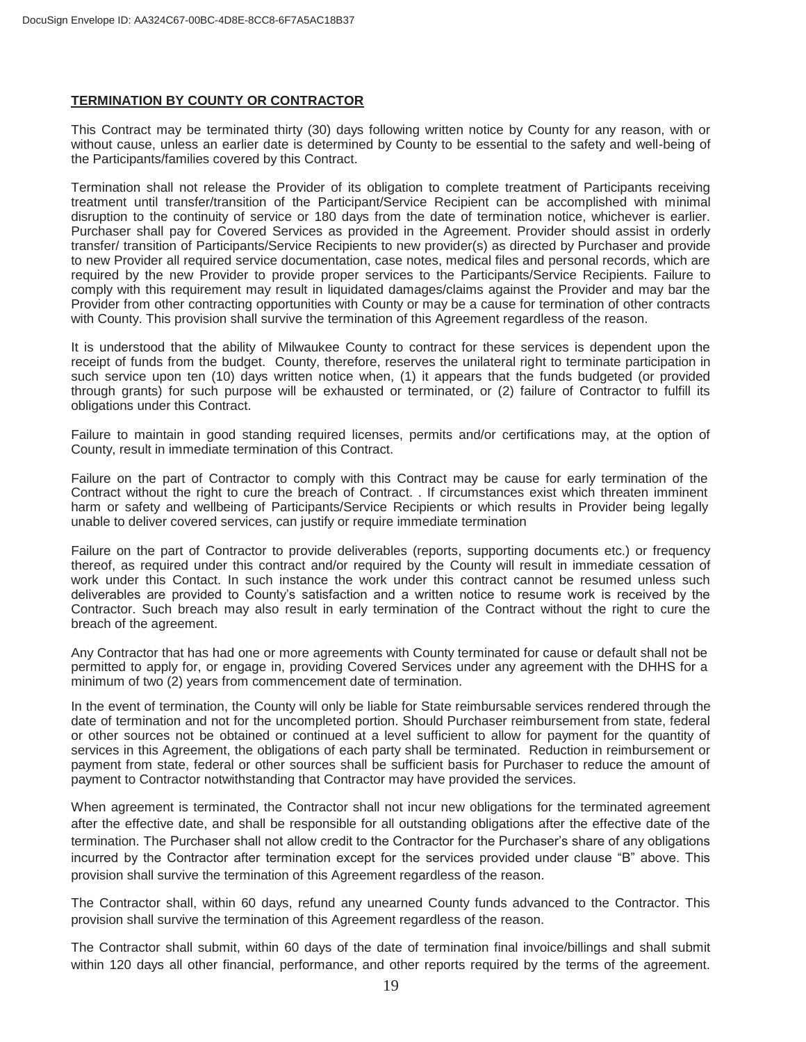**TERMINATION BY COUNTY OR CONTRACTOR**

This Contract may be terminated thirty (30) days following written notice by County for any reason, with or without cause, unless an earlier date is determined by County to be essential to the safety and well-being of the Participants/families covered by this Contract.

Termination shall not release the Provider of its obligation to complete treatment of Participants receiving treatment until transfer/transition of the Participant/Service Recipient can be accomplished with minimal disruption to the continuity of service or 180 days from the date of termination notice, whichever is earlier. Purchaser shall pay for Covered Services as provided in the Agreement. Provider should assist in orderly transfer/ transition of Participants/Service Recipients to new provider(s) as directed by Purchaser and provide to new Provider all required service documentation, case notes, medical files and personal records, which are required by the new Provider to provide proper services to the Participants/Service Recipients. Failure to comply with this requirement may result in liquidated damages/claims against the Provider and may bar the Provider from other contracting opportunities with County or may be a cause for termination of other contracts with County. This provision shall survive the termination of this Agreement regardless of the reason.

It is understood that the ability of Milwaukee County to contract for these services is dependent upon the receipt of funds from the budget. County, therefore, reserves the unilateral right to terminate participation in such service upon ten (10) days written notice when, (1) it appears that the funds budgeted (or provided through grants) for such purpose will be exhausted or terminated, or (2) failure of Contractor to fulfill its obligations under this Contract.

Failure to maintain in good standing required licenses, permits and/or certifications may, at the option of County, result in immediate termination of this Contract.

Failure on the part of Contractor to comply with this Contract may be cause for early termination of the Contract without the right to cure the breach of Contract. . If circumstances exist which threaten imminent harm or safety and wellbeing of Participants/Service Recipients or which results in Provider being legally unable to deliver covered services, can justify or require immediate termination

Failure on the part of Contractor to provide deliverables (reports, supporting documents etc.) or frequency thereof, as required under this contract and/or required by the County will result in immediate cessation of work under this Contact. In such instance the work under this contract cannot be resumed unless such deliverables are provided to County's satisfaction and a written notice to resume work is received by the Contractor. Such breach may also result in early termination of the Contract without the right to cure the breach of the agreement.

Any Contractor that has had one or more agreements with County terminated for cause or default shall not be permitted to apply for, or engage in, providing Covered Services under any agreement with the DHHS for a minimum of two (2) years from commencement date of termination.

In the event of termination, the County will only be liable for State reimbursable services rendered through the date of termination and not for the uncompleted portion. Should Purchaser reimbursement from state, federal or other sources not be obtained or continued at a level sufficient to allow for payment for the quantity of services in this Agreement, the obligations of each party shall be terminated. Reduction in reimbursement or payment from state, federal or other sources shall be sufficient basis for Purchaser to reduce the amount of payment to Contractor notwithstanding that Contractor may have provided the services.

When agreement is terminated, the Contractor shall not incur new obligations for the terminated agreement after the effective date, and shall be responsible for all outstanding obligations after the effective date of the termination. The Purchaser shall not allow credit to the Contractor for the Purchaser's share of any obligations incurred by the Contractor after termination except for the services provided under clause "B" above. This provision shall survive the termination of this Agreement regardless of the reason.

The Contractor shall, within 60 days, refund any unearned County funds advanced to the Contractor. This provision shall survive the termination of this Agreement regardless of the reason.

The Contractor shall submit, within 60 days of the date of termination final invoice/billings and shall submit within 120 days all other financial, performance, and other reports required by the terms of the agreement.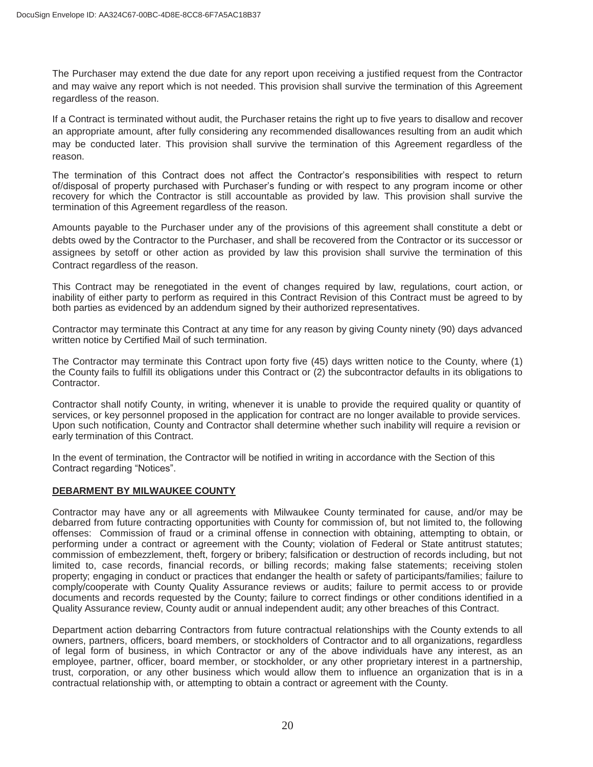The Purchaser may extend the due date for any report upon receiving a justified request from the Contractor and may waive any report which is not needed. This provision shall survive the termination of this Agreement regardless of the reason.

If a Contract is terminated without audit, the Purchaser retains the right up to five years to disallow and recover an appropriate amount, after fully considering any recommended disallowances resulting from an audit which may be conducted later. This provision shall survive the termination of this Agreement regardless of the reason.

The termination of this Contract does not affect the Contractor's responsibilities with respect to return of/disposal of property purchased with Purchaser's funding or with respect to any program income or other recovery for which the Contractor is still accountable as provided by law. This provision shall survive the termination of this Agreement regardless of the reason.

Amounts payable to the Purchaser under any of the provisions of this agreement shall constitute a debt or debts owed by the Contractor to the Purchaser, and shall be recovered from the Contractor or its successor or assignees by setoff or other action as provided by law this provision shall survive the termination of this Contract regardless of the reason.

This Contract may be renegotiated in the event of changes required by law, regulations, court action, or inability of either party to perform as required in this Contract Revision of this Contract must be agreed to by both parties as evidenced by an addendum signed by their authorized representatives.

Contractor may terminate this Contract at any time for any reason by giving County ninety (90) days advanced written notice by Certified Mail of such termination.

The Contractor may terminate this Contract upon forty five (45) days written notice to the County, where (1) the County fails to fulfill its obligations under this Contract or (2) the subcontractor defaults in its obligations to Contractor.

Contractor shall notify County, in writing, whenever it is unable to provide the required quality or quantity of services, or key personnel proposed in the application for contract are no longer available to provide services. Upon such notification, County and Contractor shall determine whether such inability will require a revision or early termination of this Contract.

In the event of termination, the Contractor will be notified in writing in accordance with the Section of this Contract regarding "Notices".

**DEBARMENT BY MILWAUKEE COUNTY**

Contractor may have any or all agreements with Milwaukee County terminated for cause, and/or may be debarred from future contracting opportunities with County for commission of, but not limited to, the following offenses: Commission of fraud or a criminal offense in connection with obtaining, attempting to obtain, or performing under a contract or agreement with the County; violation of Federal or State antitrust statutes; commission of embezzlement, theft, forgery or bribery; falsification or destruction of records including, but not limited to, case records, financial records, or billing records; making false statements; receiving stolen property; engaging in conduct or practices that endanger the health or safety of participants/families; failure to comply/cooperate with County Quality Assurance reviews or audits; failure to permit access to or provide documents and records requested by the County; failure to correct findings or other conditions identified in a Quality Assurance review, County audit or annual independent audit; any other breaches of this Contract.

Department action debarring Contractors from future contractual relationships with the County extends to all owners, partners, officers, board members, or stockholders of Contractor and to all organizations, regardless of legal form of business, in which Contractor or any of the above individuals have any interest, as an employee, partner, officer, board member, or stockholder, or any other proprietary interest in a partnership, trust, corporation, or any other business which would allow them to influence an organization that is in a contractual relationship with, or attempting to obtain a contract or agreement with the County.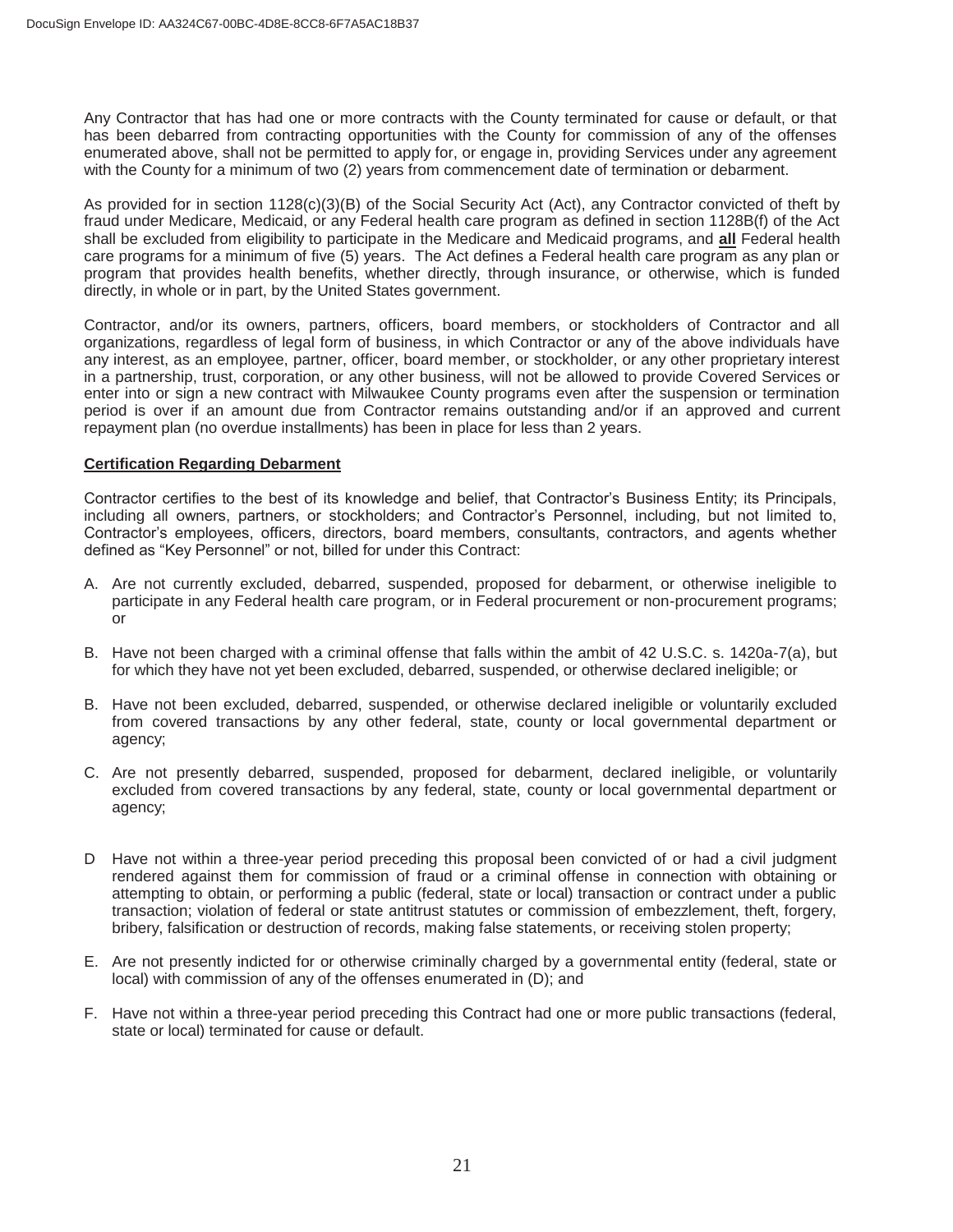Any Contractor that has had one or more contracts with the County terminated for cause or default, or that has been debarred from contracting opportunities with the County for commission of any of the offenses enumerated above, shall not be permitted to apply for, or engage in, providing Services under any agreement with the County for a minimum of two (2) years from commencement date of termination or debarment.

As provided for in section 1128(c)(3)(B) of the Social Security Act (Act), any Contractor convicted of theft by fraud under Medicare, Medicaid, or any Federal health care program as defined in section 1128B(f) of the Act shall be excluded from eligibility to participate in the Medicare and Medicaid programs, and **all** Federal health care programs for a minimum of five (5) years. The Act defines a Federal health care program as any plan or program that provides health benefits, whether directly, through insurance, or otherwise, which is funded directly, in whole or in part, by the United States government.

Contractor, and/or its owners, partners, officers, board members, or stockholders of Contractor and all organizations, regardless of legal form of business, in which Contractor or any of the above individuals have any interest, as an employee, partner, officer, board member, or stockholder, or any other proprietary interest in a partnership, trust, corporation, or any other business, will not be allowed to provide Covered Services or enter into or sign a new contract with Milwaukee County programs even after the suspension or termination period is over if an amount due from Contractor remains outstanding and/or if an approved and current repayment plan (no overdue installments) has been in place for less than 2 years.

**Certification Regarding Debarment**

Contractor certifies to the best of its knowledge and belief, that Contractor's Business Entity; its Principals, including all owners, partners, or stockholders; and Contractor's Personnel, including, but not limited to, Contractor's employees, officers, directors, board members, consultants, contractors, and agents whether defined as "Key Personnel" or not, billed for under this Contract:

A. Are not currently excluded, debarred, suspended, proposed for debarment, or otherwise ineligible to participate in any Federal health care program, or in Federal procurement or non-procurement programs; or

B. Have not been charged with a criminal offense that falls within the ambit of 42 U.S.C. s. 1420a-7(a), but for which they have not yet been excluded, debarred, suspended, or otherwise declared ineligible; or

B. Have not been excluded, debarred, suspended, or otherwise declared ineligible or voluntarily excluded from covered transactions by any other federal, state, county or local governmental department or agency;

C. Are not presently debarred, suspended, proposed for debarment, declared ineligible, or voluntarily excluded from covered transactions by any federal, state, county or local governmental department or agency;

D Have not within a three-year period preceding this proposal been convicted of or had a civil judgment rendered against them for commission of fraud or a criminal offense in connection with obtaining or attempting to obtain, or performing a public (federal, state or local) transaction or contract under a public transaction; violation of federal or state antitrust statutes or commission of embezzlement, theft, forgery, bribery, falsification or destruction of records, making false statements, or receiving stolen property;

E. Are not presently indicted for or otherwise criminally charged by a governmental entity (federal, state or local) with commission of any of the offenses enumerated in (D); and

F. Have not within a three-year period preceding this Contract had one or more public transactions (federal, state or local) terminated for cause or default.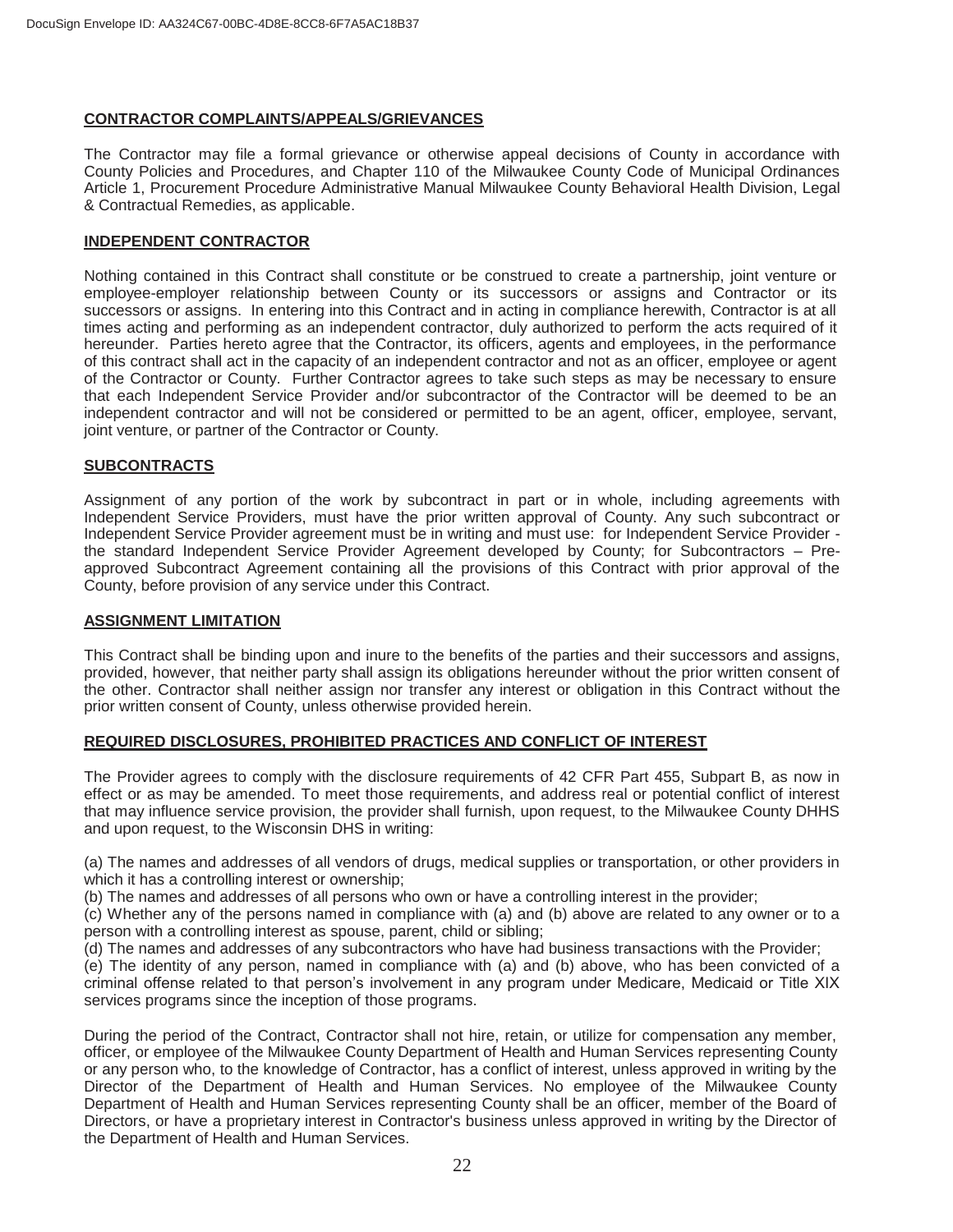## CONTRACTOR COMPLAINTS/APPEALS/GRIEVANCES

The Contractor may file a formal grievance or otherwise appeal decisions of County in accordance with County Policies and Procedures, and Chapter 110 of the Milwaukee County Code of Municipal Ordinances Article 1, Procurement Procedure Administrative Manual Milwaukee County Behavioral Health Division, Legal & Contractual Remedies, as applicable.

## INDEPENDENT CONTRACTOR

Nothing contained in this Contract shall constitute or be construed to create a partnership, joint venture or employee-employer relationship between County or its successors or assigns and Contractor or its successors or assigns. In entering into this Contract and in acting in compliance herewith, Contractor is at all times acting and performing as an independent contractor, duly authorized to perform the acts required of it hereunder. Parties hereto agree that the Contractor, its officers, agents and employees, in the performance of this contract shall act in the capacity of an independent contractor and not as an officer, employee or agent of the Contractor or County. Further Contractor agrees to take such steps as may be necessary to ensure that each Independent Service Provider and/or subcontractor of the Contractor will be deemed to be an independent contractor and will not be considered or permitted to be an agent, officer, employee, servant, joint venture, or partner of the Contractor or County.

## SUBCONTRACTS

Assignment of any portion of the work by subcontract in part or in whole, including agreements with Independent Service Providers, must have the prior written approval of County. Any such subcontract or Independent Service Provider agreement must be in writing and must use: for Independent Service Provider - the standard Independent Service Provider Agreement developed by County; for Subcontractors – Pre-approved Subcontract Agreement containing all the provisions of this Contract with prior approval of the County, before provision of any service under this Contract.

## ASSIGNMENT LIMITATION

This Contract shall be binding upon and inure to the benefits of the parties and their successors and assigns, provided, however, that neither party shall assign its obligations hereunder without the prior written consent of the other. Contractor shall neither assign nor transfer any interest or obligation in this Contract without the prior written consent of County, unless otherwise provided herein.

## REQUIRED DISCLOSURES, PROHIBITED PRACTICES AND CONFLICT OF INTEREST

The Provider agrees to comply with the disclosure requirements of 42 CFR Part 455, Subpart B, as now in effect or as may be amended. To meet those requirements, and address real or potential conflict of interest that may influence service provision, the provider shall furnish, upon request, to the Milwaukee County DHHS and upon request, to the Wisconsin DHS in writing:

(a) The names and addresses of all vendors of drugs, medical supplies or transportation, or other providers in which it has a controlling interest or ownership;
(b) The names and addresses of all persons who own or have a controlling interest in the provider;
(c) Whether any of the persons named in compliance with (a) and (b) above are related to any owner or to a person with a controlling interest as spouse, parent, child or sibling;
(d) The names and addresses of any subcontractors who have had business transactions with the Provider;
(e) The identity of any person, named in compliance with (a) and (b) above, who has been convicted of a criminal offense related to that person's involvement in any program under Medicare, Medicaid or Title XIX services programs since the inception of those programs.

During the period of the Contract, Contractor shall not hire, retain, or utilize for compensation any member, officer, or employee of the Milwaukee County Department of Health and Human Services representing County or any person who, to the knowledge of Contractor, has a conflict of interest, unless approved in writing by the Director of the Department of Health and Human Services. No employee of the Milwaukee County Department of Health and Human Services representing County shall be an officer, member of the Board of Directors, or have a proprietary interest in Contractor's business unless approved in writing by the Director of the Department of Health and Human Services.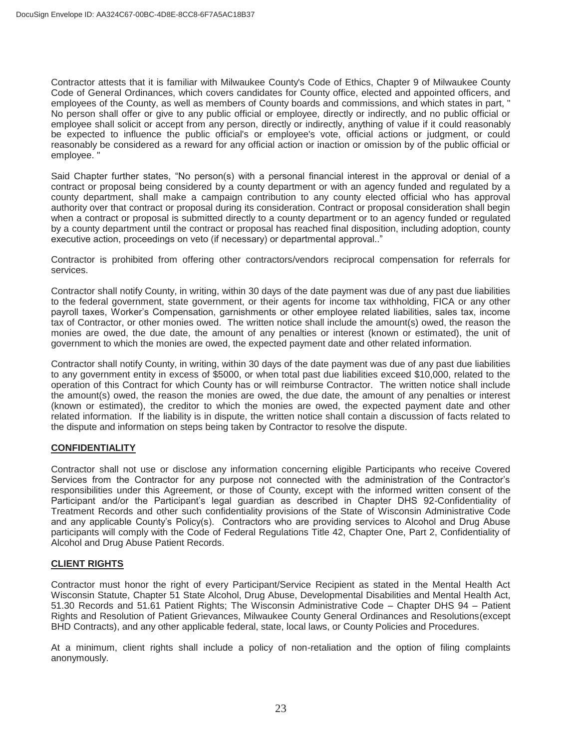Contractor attests that it is familiar with Milwaukee County's Code of Ethics, Chapter 9 of Milwaukee County Code of General Ordinances, which covers candidates for County office, elected and appointed officers, and employees of the County, as well as members of County boards and commissions, and which states in part, " No person shall offer or give to any public official or employee, directly or indirectly, and no public official or employee shall solicit or accept from any person, directly or indirectly, anything of value if it could reasonably be expected to influence the public official's or employee's vote, official actions or judgment, or could reasonably be considered as a reward for any official action or inaction or omission by of the public official or employee. "

Said Chapter further states, "No person(s) with a personal financial interest in the approval or denial of a contract or proposal being considered by a county department or with an agency funded and regulated by a county department, shall make a campaign contribution to any county elected official who has approval authority over that contract or proposal during its consideration. Contract or proposal consideration shall begin when a contract or proposal is submitted directly to a county department or to an agency funded or regulated by a county department until the contract or proposal has reached final disposition, including adoption, county executive action, proceedings on veto (if necessary) or departmental approval.."

Contractor is prohibited from offering other contractors/vendors reciprocal compensation for referrals for services.

Contractor shall notify County, in writing, within 30 days of the date payment was due of any past due liabilities to the federal government, state government, or their agents for income tax withholding, FICA or any other payroll taxes, Worker's Compensation, garnishments or other employee related liabilities, sales tax, income tax of Contractor, or other monies owed. The written notice shall include the amount(s) owed, the reason the monies are owed, the due date, the amount of any penalties or interest (known or estimated), the unit of government to which the monies are owed, the expected payment date and other related information.

Contractor shall notify County, in writing, within 30 days of the date payment was due of any past due liabilities to any government entity in excess of \$5000, or when total past due liabilities exceed \$10,000, related to the operation of this Contract for which County has or will reimburse Contractor. The written notice shall include the amount(s) owed, the reason the monies are owed, the due date, the amount of any penalties or interest (known or estimated), the creditor to which the monies are owed, the expected payment date and other related information. If the liability is in dispute, the written notice shall contain a discussion of facts related to the dispute and information on steps being taken by Contractor to resolve the dispute.

**CONFIDENTIALITY**

Contractor shall not use or disclose any information concerning eligible Participants who receive Covered Services from the Contractor for any purpose not connected with the administration of the Contractor's responsibilities under this Agreement, or those of County, except with the informed written consent of the Participant and/or the Participant's legal guardian as described in Chapter DHS 92-Confidentiality of Treatment Records and other such confidentiality provisions of the State of Wisconsin Administrative Code and any applicable County's Policy(s). Contractors who are providing services to Alcohol and Drug Abuse participants will comply with the Code of Federal Regulations Title 42, Chapter One, Part 2, Confidentiality of Alcohol and Drug Abuse Patient Records.

**CLIENT RIGHTS**

Contractor must honor the right of every Participant/Service Recipient as stated in the Mental Health Act Wisconsin Statute, Chapter 51 State Alcohol, Drug Abuse, Developmental Disabilities and Mental Health Act, 51.30 Records and 51.61 Patient Rights; The Wisconsin Administrative Code – Chapter DHS 94 – Patient Rights and Resolution of Patient Grievances, Milwaukee County General Ordinances and Resolutions(except BHD Contracts), and any other applicable federal, state, local laws, or County Policies and Procedures.

At a minimum, client rights shall include a policy of non-retaliation and the option of filing complaints anonymously.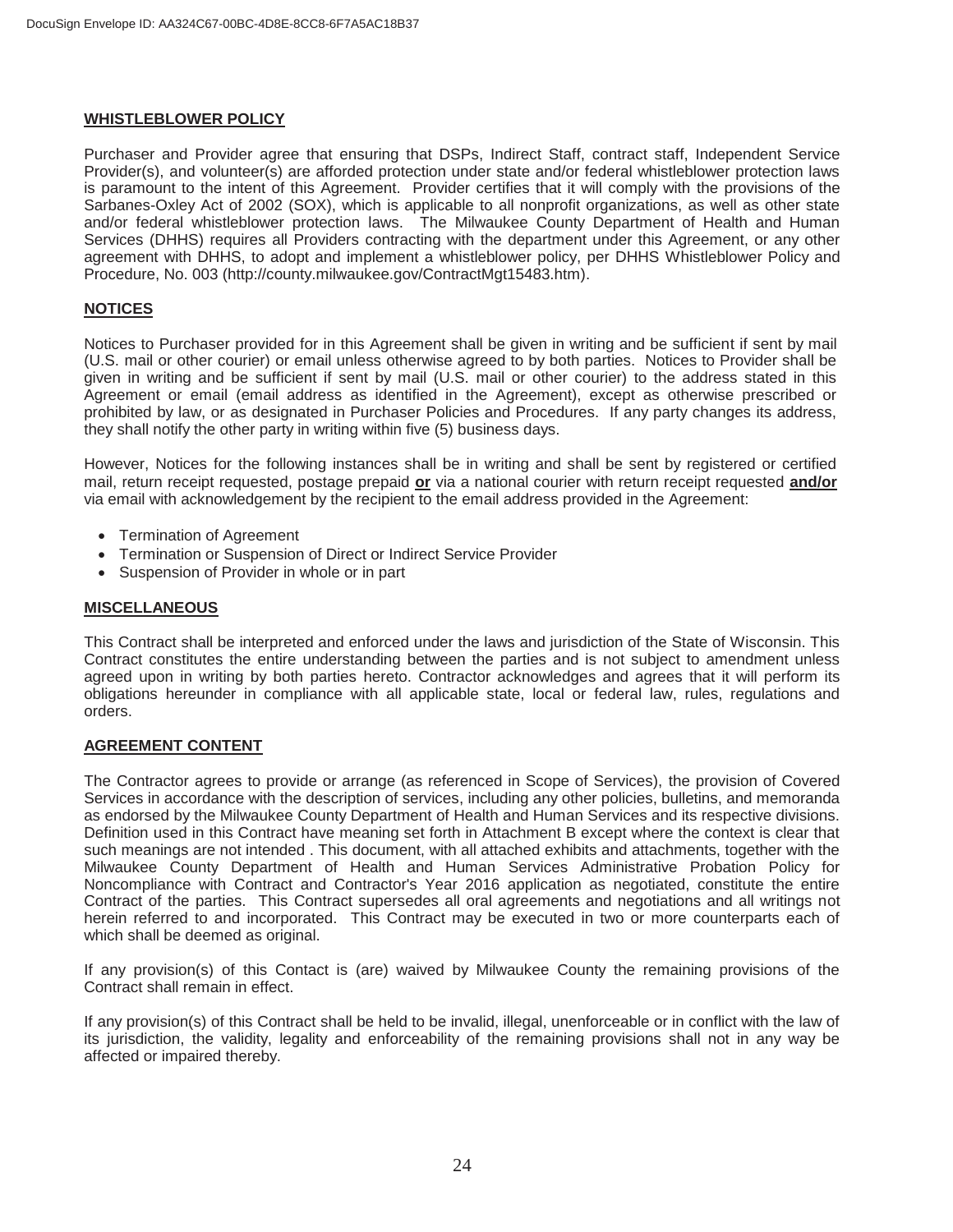## WHISTLEBLOWER POLICY

Purchaser and Provider agree that ensuring that DSPs, Indirect Staff, contract staff, Independent Service Provider(s), and volunteer(s) are afforded protection under state and/or federal whistleblower protection laws is paramount to the intent of this Agreement. Provider certifies that it will comply with the provisions of the Sarbanes-Oxley Act of 2002 (SOX), which is applicable to all nonprofit organizations, as well as other state and/or federal whistleblower protection laws. The Milwaukee County Department of Health and Human Services (DHHS) requires all Providers contracting with the department under this Agreement, or any other agreement with DHHS, to adopt and implement a whistleblower policy, per DHHS Whistleblower Policy and Procedure, No. 003 (http://county.milwaukee.gov/ContractMgt15483.htm).

## NOTICES

Notices to Purchaser provided for in this Agreement shall be given in writing and be sufficient if sent by mail (U.S. mail or other courier) or email unless otherwise agreed to by both parties. Notices to Provider shall be given in writing and be sufficient if sent by mail (U.S. mail or other courier) to the address stated in this Agreement or email (email address as identified in the Agreement), except as otherwise prescribed or prohibited by law, or as designated in Purchaser Policies and Procedures. If any party changes its address, they shall notify the other party in writing within five (5) business days.

However, Notices for the following instances shall be in writing and shall be sent by registered or certified mail, return receipt requested, postage prepaid **or** via a national courier with return receipt requested **and/or** via email with acknowledgement by the recipient to the email address provided in the Agreement:

- Termination of Agreement
- Termination or Suspension of Direct or Indirect Service Provider
- Suspension of Provider in whole or in part

## MISCELLANEOUS

This Contract shall be interpreted and enforced under the laws and jurisdiction of the State of Wisconsin. This Contract constitutes the entire understanding between the parties and is not subject to amendment unless agreed upon in writing by both parties hereto. Contractor acknowledges and agrees that it will perform its obligations hereunder in compliance with all applicable state, local or federal law, rules, regulations and orders.

## AGREEMENT CONTENT

The Contractor agrees to provide or arrange (as referenced in Scope of Services), the provision of Covered Services in accordance with the description of services, including any other policies, bulletins, and memoranda as endorsed by the Milwaukee County Department of Health and Human Services and its respective divisions. Definition used in this Contract have meaning set forth in Attachment B except where the context is clear that such meanings are not intended . This document, with all attached exhibits and attachments, together with the Milwaukee County Department of Health and Human Services Administrative Probation Policy for Noncompliance with Contract and Contractor's Year 2016 application as negotiated, constitute the entire Contract of the parties. This Contract supersedes all oral agreements and negotiations and all writings not herein referred to and incorporated. This Contract may be executed in two or more counterparts each of which shall be deemed as original.

If any provision(s) of this Contact is (are) waived by Milwaukee County the remaining provisions of the Contract shall remain in effect.

If any provision(s) of this Contract shall be held to be invalid, illegal, unenforceable or in conflict with the law of its jurisdiction, the validity, legality and enforceability of the remaining provisions shall not in any way be affected or impaired thereby.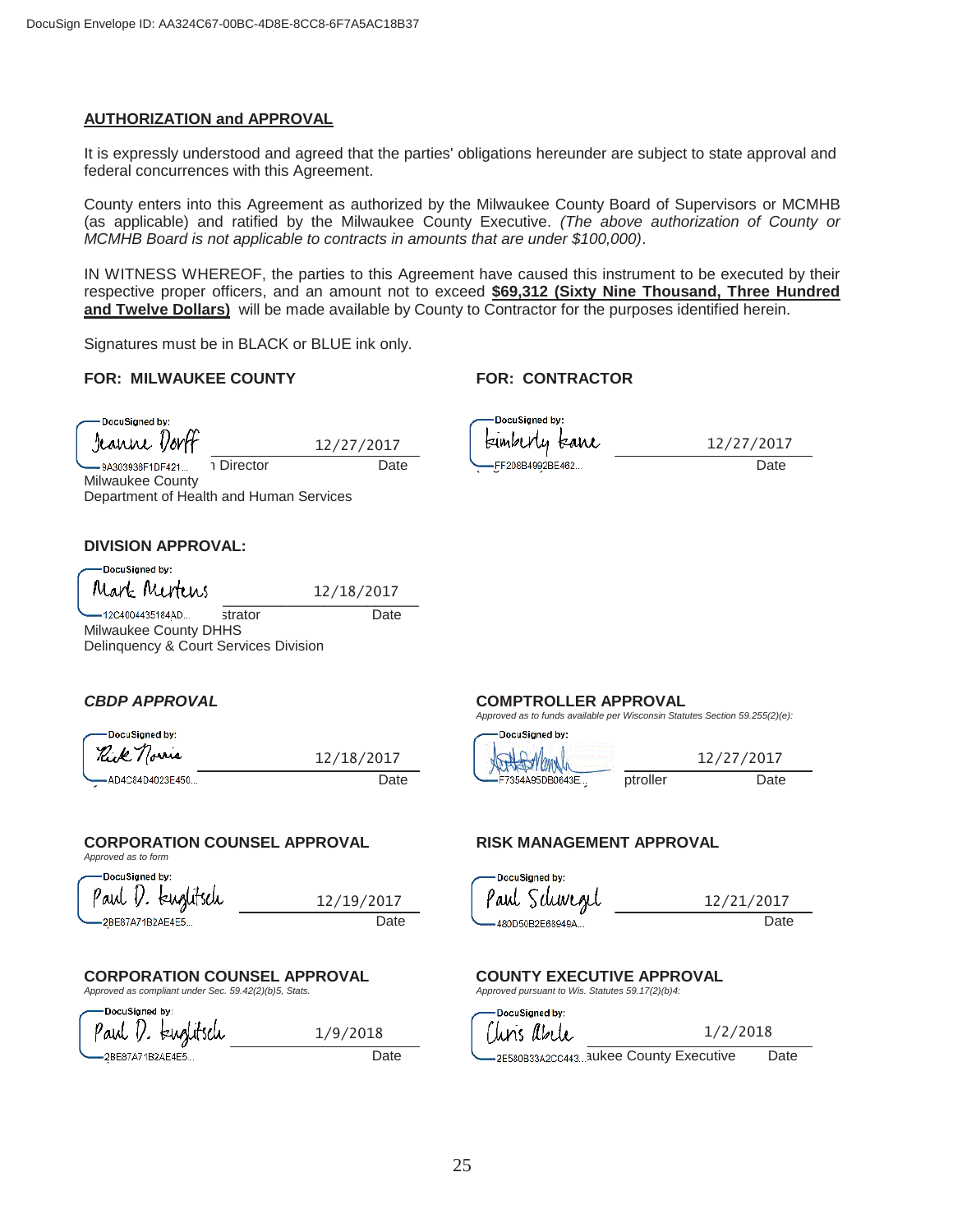## AUTHORIZATION and APPROVAL

It is expressly understood and agreed that the parties' obligations hereunder are subject to state approval and federal concurrences with this Agreement.

County enters into this Agreement as authorized by the Milwaukee County Board of Supervisors or MCMHB (as applicable) and ratified by the Milwaukee County Executive. *(The above authorization of County or MCMHB Board is not applicable to contracts in amounts that are under $100,000)*.

IN WITNESS WHEREOF, the parties to this Agreement have caused this instrument to be executed by their respective proper officers, and an amount not to exceed **$69,312 (Sixty Nine Thousand, Three Hundred and Twelve Dollars)** will be made available by County to Contractor for the purposes identified herein.

Signatures must be in BLACK or BLUE ink only.

**FOR: MILWAUKEE COUNTY**

DocuSigned by: Jeanne Dorff — 9A303938F1DF421...
12/27/2017
Director — Date
Milwaukee County
Department of Health and Human Services

**FOR: CONTRACTOR**

DocuSigned by: Kimberly Kane — FF208B4992BE462...
12/27/2017
Date

**DIVISION APPROVAL:**

DocuSigned by: Mark Mertens — 12C4004435184AD...
12/18/2017
strator — Date
Milwaukee County DHHS
Delinquency & Court Services Division

***CBDP APPROVAL***

DocuSigned by: Rick Norris — AD4C84D4023E450...
12/18/2017
Date

**COMPTROLLER APPROVAL**
*Approved as to funds available per Wisconsin Statutes Section 59.255(2)(e):*

DocuSigned by: [signature] — F7354A95DB0643E...
12/27/2017
ptroller — Date

**CORPORATION COUNSEL APPROVAL**
*Approved as to form*

DocuSigned by: Paul D. Kuglitsch — 2BE87A71B2AE4E5...
12/19/2017
Date

**RISK MANAGEMENT APPROVAL**

DocuSigned by: Paul Schwegel — 480D50B2E68949A...
12/21/2017
Date

**CORPORATION COUNSEL APPROVAL**
*Approved as compliant under Sec. 59.42(2)(b)5, Stats.*

DocuSigned by: Paul D. Kuglitsch — 2BE87A71B2AE4E5...
1/9/2018
Date

**COUNTY EXECUTIVE APPROVAL**
*Approved pursuant to Wis. Statutes 59.17(2)(b)4:*

DocuSigned by: Chris Abele — 2E580B33A2CC443...
1/2/2018
aukee County Executive — Date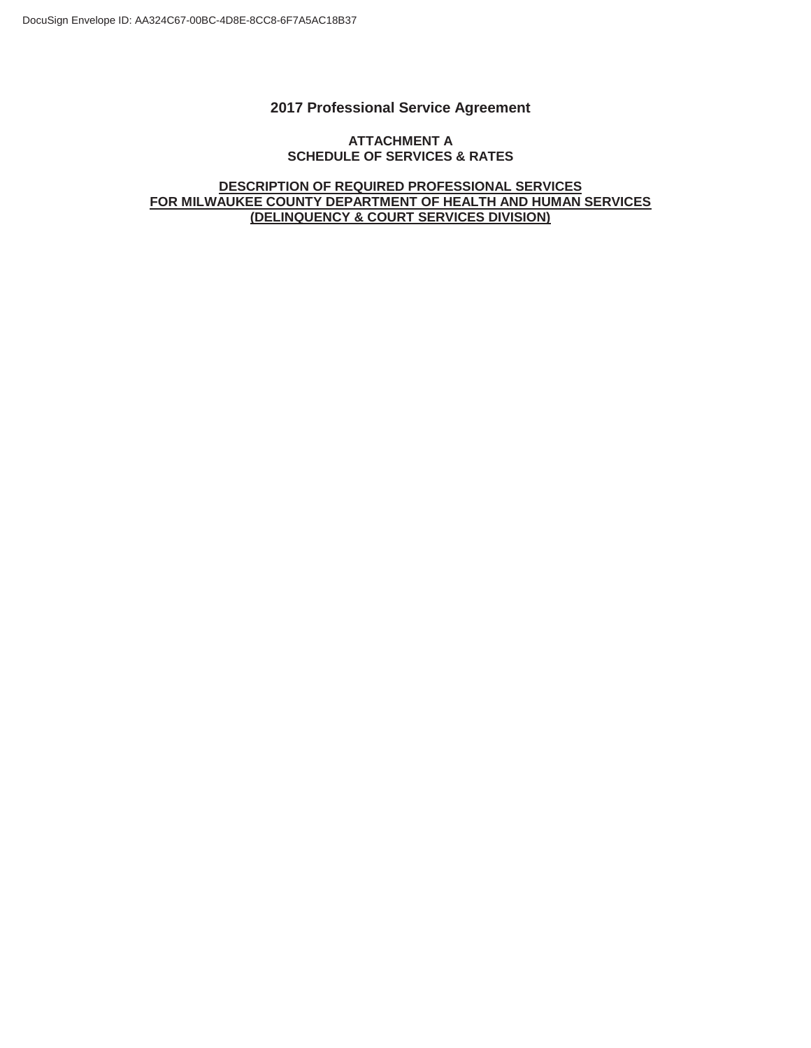## 2017 Professional Service Agreement

### ATTACHMENT A
### SCHEDULE OF SERVICES & RATES

**DESCRIPTION OF REQUIRED PROFESSIONAL SERVICES**
**FOR MILWAUKEE COUNTY DEPARTMENT OF HEALTH AND HUMAN SERVICES**
**(DELINQUENCY & COURT SERVICES DIVISION)**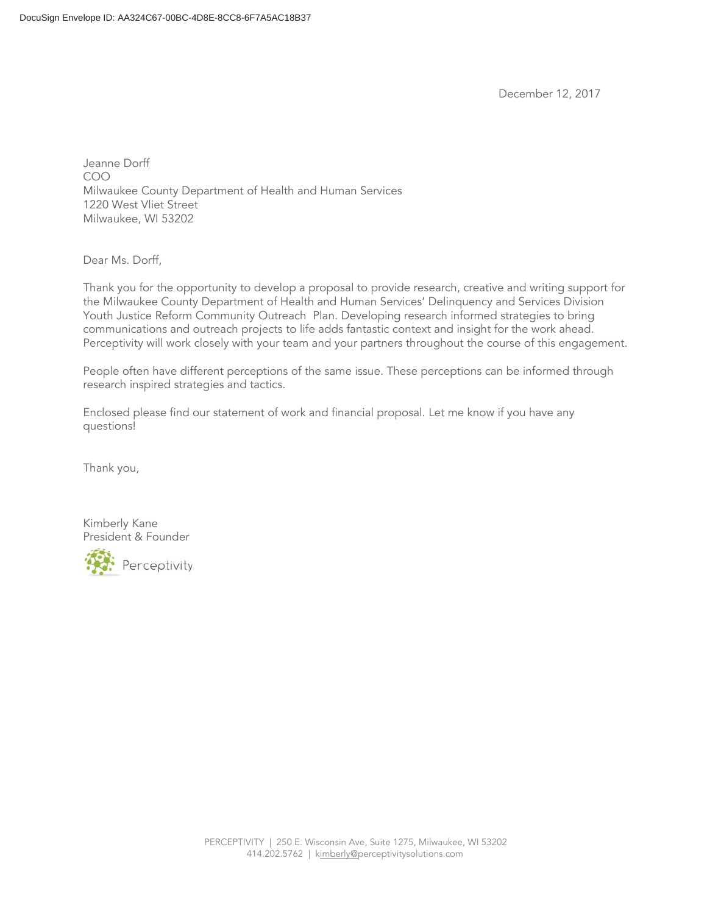DocuSign Envelope ID: AA324C67-00BC-4D8E-8CC8-6F7A5AC18B37

December 12, 2017

Jeanne Dorff
COO
Milwaukee County Department of Health and Human Services
1220 West Vliet Street
Milwaukee, WI 53202

Dear Ms. Dorff,

Thank you for the opportunity to develop a proposal to provide research, creative and writing support for the Milwaukee County Department of Health and Human Services' Delinquency and Services Division Youth Justice Reform Community Outreach Plan. Developing research informed strategies to bring communications and outreach projects to life adds fantastic context and insight for the work ahead. Perceptivity will work closely with your team and your partners throughout the course of this engagement.

People often have different perceptions of the same issue. These perceptions can be informed through research inspired strategies and tactics.

Enclosed please find our statement of work and financial proposal. Let me know if you have any questions!

Thank you,

Kimberly Kane
President & Founder
Perceptivity

PERCEPTIVITY | 250 E. Wisconsin Ave, Suite 1275, Milwaukee, WI 53202
414.202.5762 | kimberly@perceptivitysolutions.com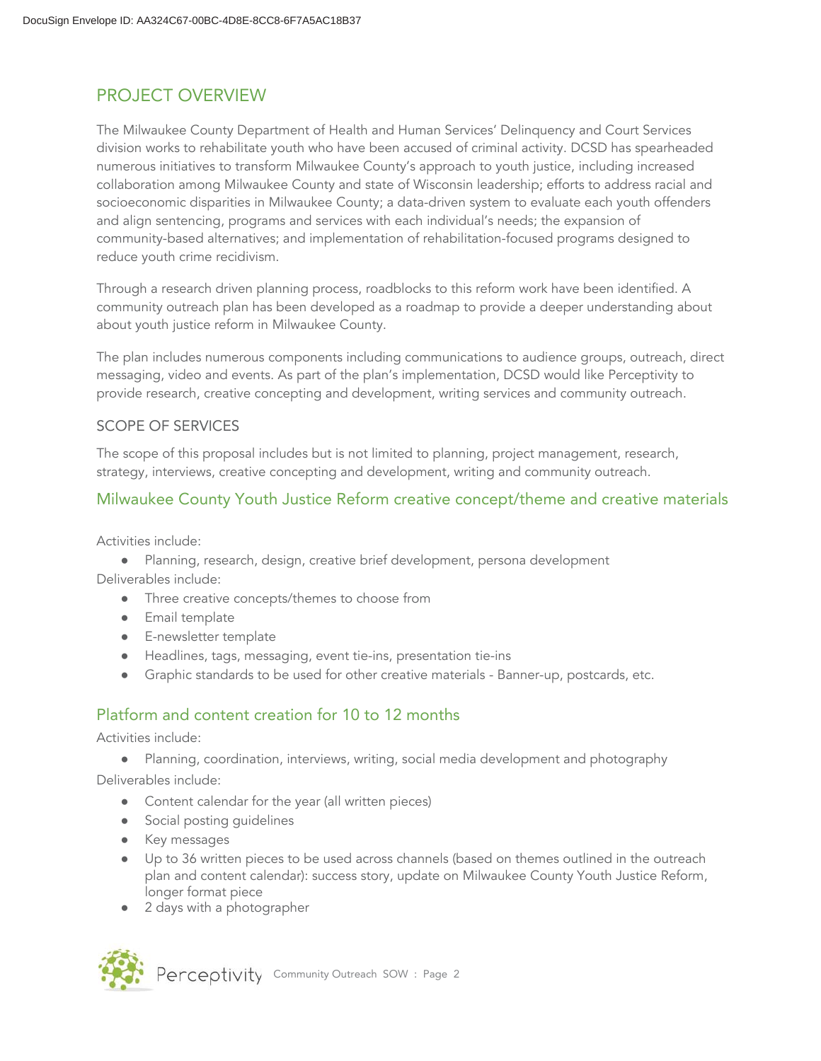## PROJECT OVERVIEW

The Milwaukee County Department of Health and Human Services' Delinquency and Court Services division works to rehabilitate youth who have been accused of criminal activity. DCSD has spearheaded numerous initiatives to transform Milwaukee County's approach to youth justice, including increased collaboration among Milwaukee County and state of Wisconsin leadership; efforts to address racial and socioeconomic disparities in Milwaukee County; a data-driven system to evaluate each youth offenders and align sentencing, programs and services with each individual's needs; the expansion of community-based alternatives; and implementation of rehabilitation-focused programs designed to reduce youth crime recidivism.

Through a research driven planning process, roadblocks to this reform work have been identified. A community outreach plan has been developed as a roadmap to provide a deeper understanding about about youth justice reform in Milwaukee County.

The plan includes numerous components including communications to audience groups, outreach, direct messaging, video and events. As part of the plan's implementation, DCSD would like Perceptivity to provide research, creative concepting and development, writing services and community outreach.

### SCOPE OF SERVICES

The scope of this proposal includes but is not limited to planning, project management, research, strategy, interviews, creative concepting and development, writing and community outreach.

### Milwaukee County Youth Justice Reform creative concept/theme and creative materials

Activities include:

- Planning, research, design, creative brief development, persona development

Deliverables include:

- Three creative concepts/themes to choose from
- Email template
- E-newsletter template
- Headlines, tags, messaging, event tie-ins, presentation tie-ins
- Graphic standards to be used for other creative materials - Banner-up, postcards, etc.

### Platform and content creation for 10 to 12 months

Activities include:

- Planning, coordination, interviews, writing, social media development and photography

Deliverables include:

- Content calendar for the year (all written pieces)
- Social posting guidelines
- Key messages
- Up to 36 written pieces to be used across channels (based on themes outlined in the outreach plan and content calendar): success story, update on Milwaukee County Youth Justice Reform, longer format piece
- 2 days with a photographer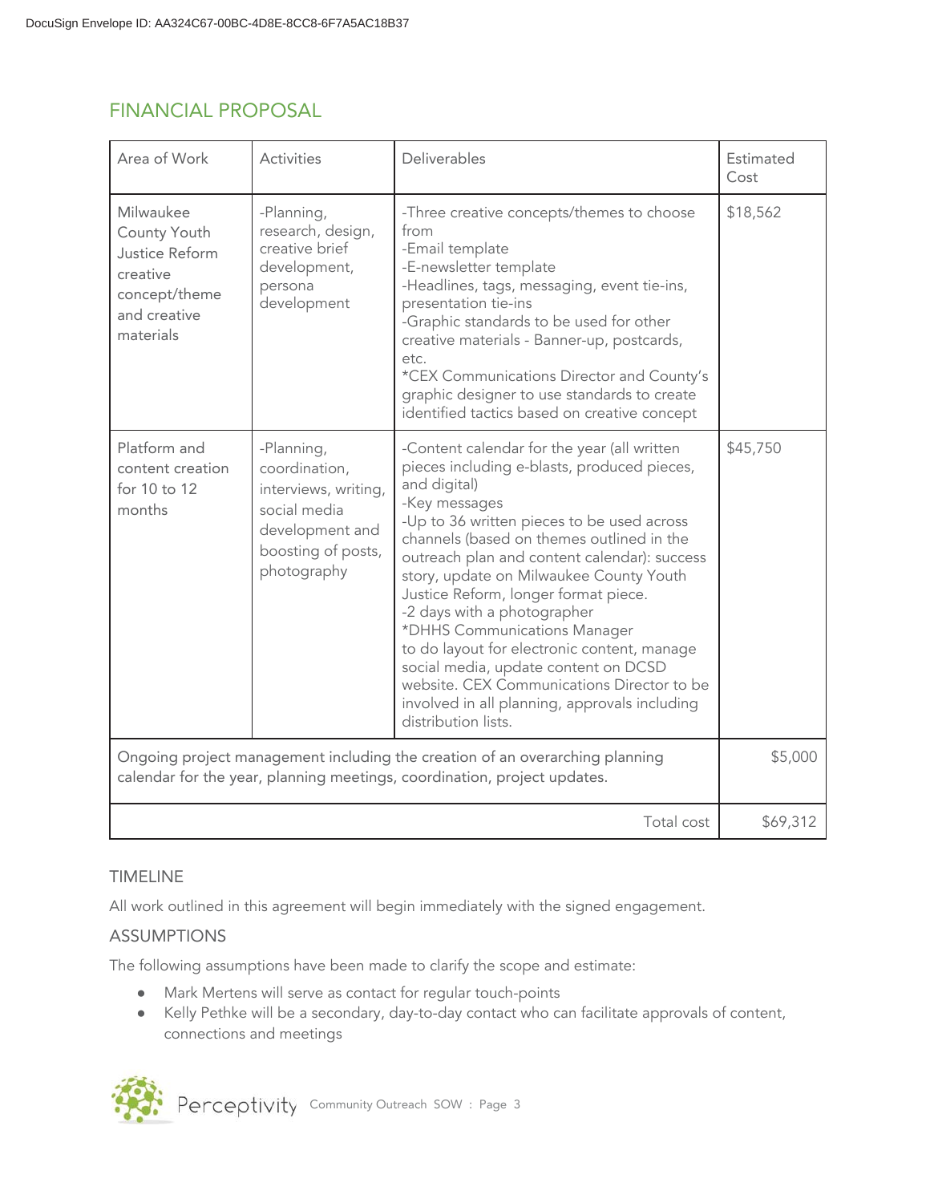## FINANCIAL PROPOSAL

| Area of Work | Activities | Deliverables | Estimated Cost |
|---|---|---|---|
| Milwaukee County Youth Justice Reform creative concept/theme and creative materials | -Planning, research, design, creative brief development, persona development | -Three creative concepts/themes to choose from<br>-Email template<br>-E-newsletter template<br>-Headlines, tags, messaging, event tie-ins, presentation tie-ins<br>-Graphic standards to be used for other creative materials - Banner-up, postcards, etc.<br>*CEX Communications Director and County's graphic designer to use standards to create identified tactics based on creative concept | $18,562 |
| Platform and content creation for 10 to 12 months | -Planning, coordination, interviews, writing, social media development and boosting of posts, photography | -Content calendar for the year (all written pieces including e-blasts, produced pieces, and digital)<br>-Key messages<br>-Up to 36 written pieces to be used across channels (based on themes outlined in the outreach plan and content calendar): success story, update on Milwaukee County Youth Justice Reform, longer format piece.<br>-2 days with a photographer<br>*DHHS Communications Manager to do layout for electronic content, manage social media, update content on DCSD website. CEX Communications Director to be involved in all planning, approvals including distribution lists. | $45,750 |
| Ongoing project management including the creation of an overarching planning calendar for the year, planning meetings, coordination, project updates. | | | $5,000 |
| | | Total cost | $69,312 |

### TIMELINE

All work outlined in this agreement will begin immediately with the signed engagement.

### ASSUMPTIONS

The following assumptions have been made to clarify the scope and estimate:

- Mark Mertens will serve as contact for regular touch-points
- Kelly Pethke will be a secondary, day-to-day contact who can facilitate approvals of content, connections and meetings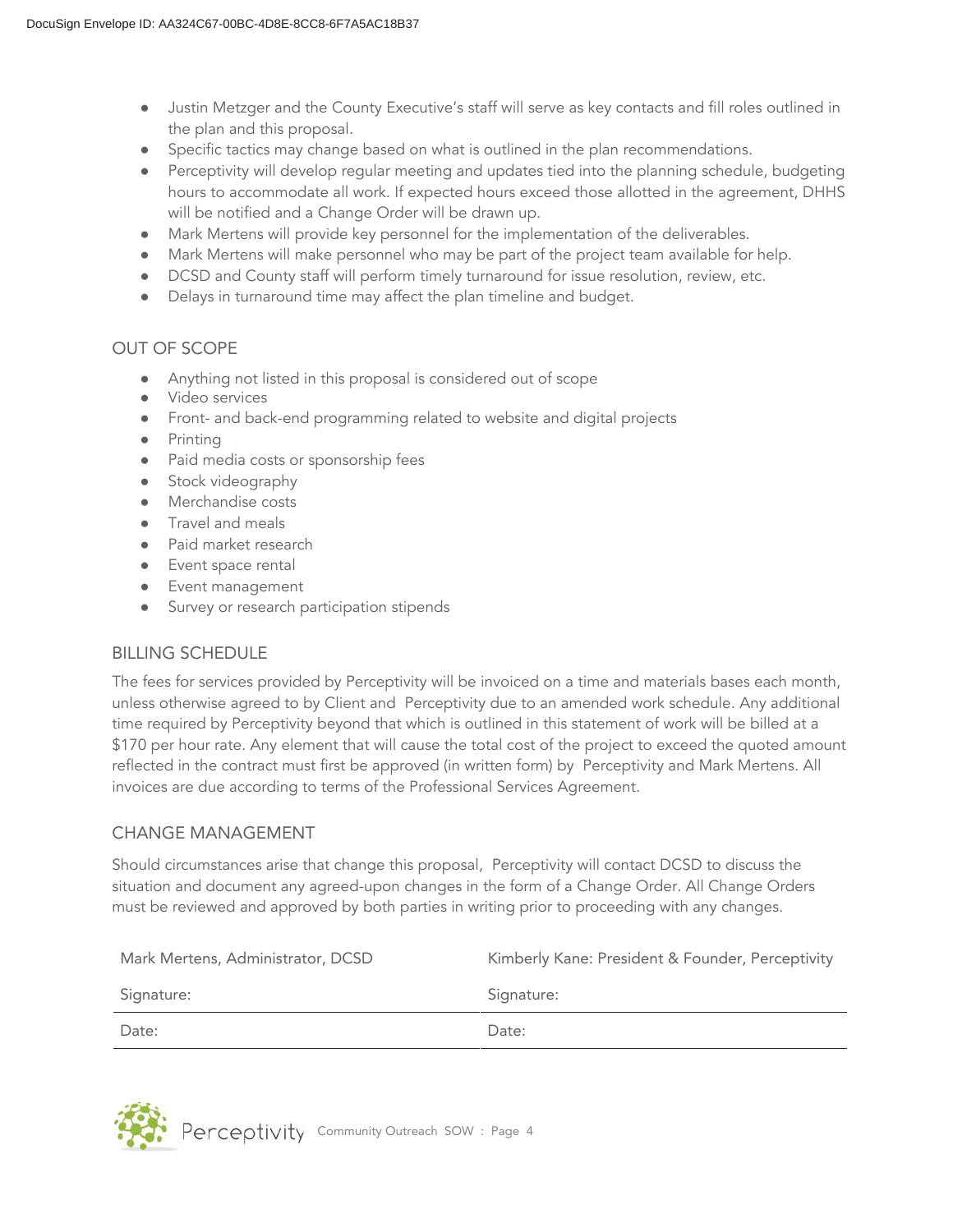- Justin Metzger and the County Executive's staff will serve as key contacts and fill roles outlined in the plan and this proposal.
- Specific tactics may change based on what is outlined in the plan recommendations.
- Perceptivity will develop regular meeting and updates tied into the planning schedule, budgeting hours to accommodate all work. If expected hours exceed those allotted in the agreement, DHHS will be notified and a Change Order will be drawn up.
- Mark Mertens will provide key personnel for the implementation of the deliverables.
- Mark Mertens will make personnel who may be part of the project team available for help.
- DCSD and County staff will perform timely turnaround for issue resolution, review, etc.
- Delays in turnaround time may affect the plan timeline and budget.

## OUT OF SCOPE

- Anything not listed in this proposal is considered out of scope
- Video services
- Front- and back-end programming related to website and digital projects
- Printing
- Paid media costs or sponsorship fees
- Stock videography
- Merchandise costs
- Travel and meals
- Paid market research
- Event space rental
- Event management
- Survey or research participation stipends

## BILLING SCHEDULE

The fees for services provided by Perceptivity will be invoiced on a time and materials bases each month, unless otherwise agreed to by Client and Perceptivity due to an amended work schedule. Any additional time required by Perceptivity beyond that which is outlined in this statement of work will be billed at a $170 per hour rate. Any element that will cause the total cost of the project to exceed the quoted amount reflected in the contract must first be approved (in written form) by Perceptivity and Mark Mertens. All invoices are due according to terms of the Professional Services Agreement.

## CHANGE MANAGEMENT

Should circumstances arise that change this proposal, Perceptivity will contact DCSD to discuss the situation and document any agreed-upon changes in the form of a Change Order. All Change Orders must be reviewed and approved by both parties in writing prior to proceeding with any changes.

| | |
|---|---|
| Mark Mertens, Administrator, DCSD | Kimberly Kane: President & Founder, Perceptivity |
| Signature: | Signature: |
| Date: | Date: |